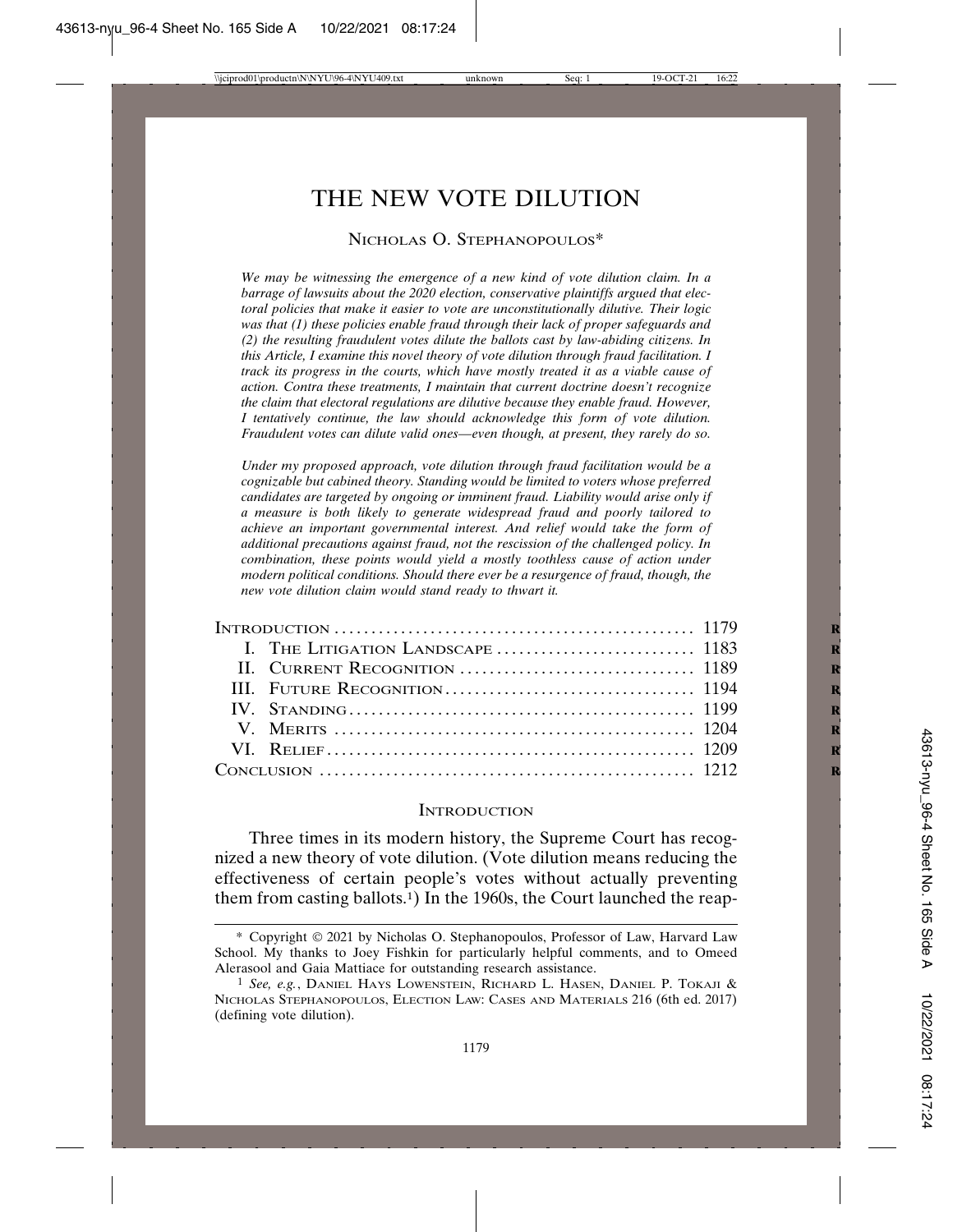# THE NEW VOTE DILUTION

NICHOLAS O. STEPHANOPOULOS*

*We may be witnessing the emergence of a new kind of vote dilution claim. In a barrage of lawsuits about the 2020 election, conservative plaintiffs argued that electoral policies that make it easier to vote are unconstitutionally dilutive. Their logic was that (1) these policies enable fraud through their lack of proper safeguards and (2) the resulting fraudulent votes dilute the ballots cast by law-abiding citizens. In this Article, I examine this novel theory of vote dilution through fraud facilitation. I track its progress in the courts, which have mostly treated it as a viable cause of action. Contra these treatments, I maintain that current doctrine doesn't recognize the claim that electoral regulations are dilutive because they enable fraud. However, I tentatively continue, the law should acknowledge this form of vote dilution. Fraudulent votes can dilute valid ones—even though, at present, they rarely do so.*

*Under my proposed approach, vote dilution through fraud facilitation would be a cognizable but cabined theory. Standing would be limited to voters whose preferred candidates are targeted by ongoing or imminent fraud. Liability would arise only if a measure is both likely to generate widespread fraud and poorly tailored to achieve an important governmental interest. And relief would take the form of additional precautions against fraud, not the rescission of the challenged policy. In combination, these points would yield a mostly toothless cause of action under modern political conditions. Should there ever be a resurgence of fraud, though, the new vote dilution claim would stand ready to thwart it.*

| | |
|---|---|
| INTRODUCTION | 1179 |
| I. THE LITIGATION LANDSCAPE | 1183 |
| II. CURRENT RECOGNITION | 1189 |
| III. FUTURE RECOGNITION | 1194 |
| IV. STANDING | 1199 |
| V. MERITS | 1204 |
| VI. RELIEF | 1209 |
| CONCLUSION | 1212 |

## INTRODUCTION

Three times in its modern history, the Supreme Court has recognized a new theory of vote dilution. (Vote dilution means reducing the effectiveness of certain people's votes without actually preventing them from casting ballots.[1]) In the 1960s, the Court launched the reap-

---

\* Copyright © 2021 by Nicholas O. Stephanopoulos, Professor of Law, Harvard Law School. My thanks to Joey Fishkin for particularly helpful comments, and to Omeed Alerasool and Gaia Mattiace for outstanding research assistance.

[1] *See, e.g.*, DANIEL HAYS LOWENSTEIN, RICHARD L. HASEN, DANIEL P. TOKAJI & NICHOLAS STEPHANOPOULOS, ELECTION LAW: CASES AND MATERIALS 216 (6th ed. 2017) (defining vote dilution).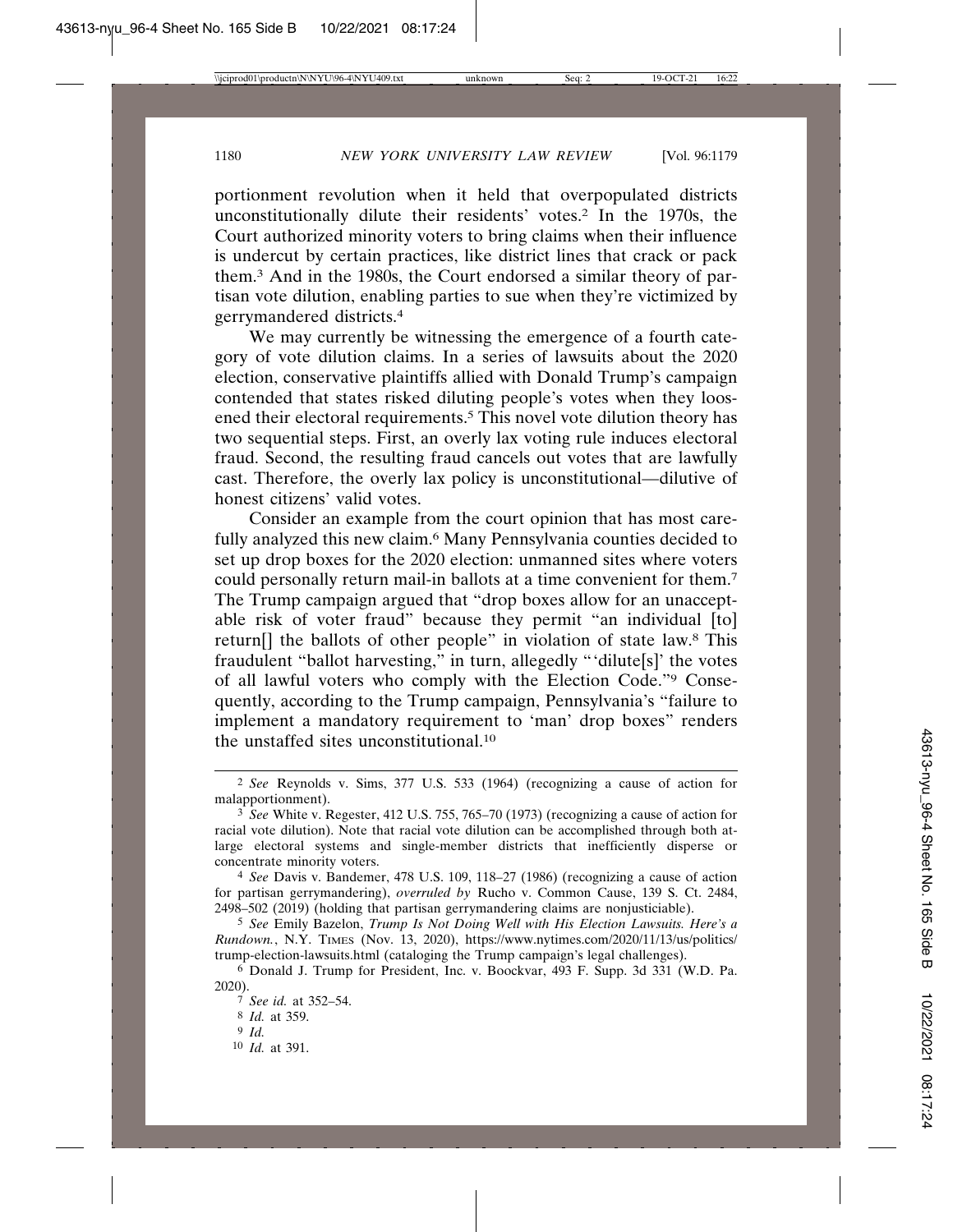portionment revolution when it held that overpopulated districts unconstitutionally dilute their residents' votes.[2] In the 1970s, the Court authorized minority voters to bring claims when their influence is undercut by certain practices, like district lines that crack or pack them.[3] And in the 1980s, the Court endorsed a similar theory of partisan vote dilution, enabling parties to sue when they're victimized by gerrymandered districts.[4]

We may currently be witnessing the emergence of a fourth category of vote dilution claims. In a series of lawsuits about the 2020 election, conservative plaintiffs allied with Donald Trump's campaign contended that states risked diluting people's votes when they loosened their electoral requirements.[5] This novel vote dilution theory has two sequential steps. First, an overly lax voting rule induces electoral fraud. Second, the resulting fraud cancels out votes that are lawfully cast. Therefore, the overly lax policy is unconstitutional—dilutive of honest citizens' valid votes.

Consider an example from the court opinion that has most carefully analyzed this new claim.[6] Many Pennsylvania counties decided to set up drop boxes for the 2020 election: unmanned sites where voters could personally return mail-in ballots at a time convenient for them.[7] The Trump campaign argued that "drop boxes allow for an unacceptable risk of voter fraud" because they permit "an individual [to] return[] the ballots of other people" in violation of state law.[8] This fraudulent "ballot harvesting," in turn, allegedly "'dilute[s]' the votes of all lawful voters who comply with the Election Code."[9] Consequently, according to the Trump campaign, Pennsylvania's "failure to implement a mandatory requirement to 'man' drop boxes" renders the unstaffed sites unconstitutional.[10]

---

2 *See* Reynolds v. Sims, 377 U.S. 533 (1964) (recognizing a cause of action for malapportionment).

3 *See* White v. Regester, 412 U.S. 755, 765–70 (1973) (recognizing a cause of action for racial vote dilution). Note that racial vote dilution can be accomplished through both at-large electoral systems and single-member districts that inefficiently disperse or concentrate minority voters.

4 *See* Davis v. Bandemer, 478 U.S. 109, 118–27 (1986) (recognizing a cause of action for partisan gerrymandering), *overruled by* Rucho v. Common Cause, 139 S. Ct. 2484, 2498–502 (2019) (holding that partisan gerrymandering claims are nonjusticiable).

5 *See* Emily Bazelon, *Trump Is Not Doing Well with His Election Lawsuits. Here's a Rundown.*, N.Y. TIMES (Nov. 13, 2020), https://www.nytimes.com/2020/11/13/us/politics/trump-election-lawsuits.html (cataloging the Trump campaign's legal challenges).

6 Donald J. Trump for President, Inc. v. Boockvar, 493 F. Supp. 3d 331 (W.D. Pa. 2020).

7 *See id.* at 352–54.

8 *Id.* at 359.

9 *Id.*

10 *Id.* at 391.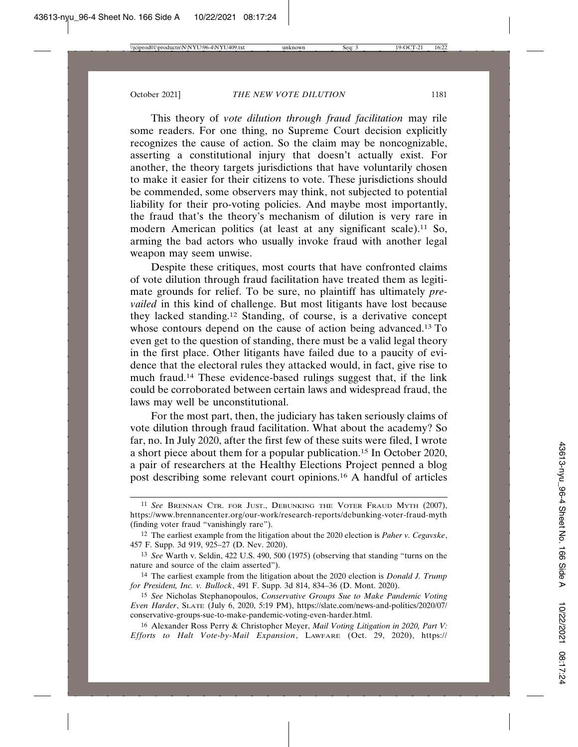This theory of *vote dilution through fraud facilitation* may rile some readers. For one thing, no Supreme Court decision explicitly recognizes the cause of action. So the claim may be noncognizable, asserting a constitutional injury that doesn't actually exist. For another, the theory targets jurisdictions that have voluntarily chosen to make it easier for their citizens to vote. These jurisdictions should be commended, some observers may think, not subjected to potential liability for their pro-voting policies. And maybe most importantly, the fraud that's the theory's mechanism of dilution is very rare in modern American politics (at least at any significant scale).[11] So, arming the bad actors who usually invoke fraud with another legal weapon may seem unwise.

Despite these critiques, most courts that have confronted claims of vote dilution through fraud facilitation have treated them as legitimate grounds for relief. To be sure, no plaintiff has ultimately *prevailed* in this kind of challenge. But most litigants have lost because they lacked standing.[12] Standing, of course, is a derivative concept whose contours depend on the cause of action being advanced.[13] To even get to the question of standing, there must be a valid legal theory in the first place. Other litigants have failed due to a paucity of evidence that the electoral rules they attacked would, in fact, give rise to much fraud.[14] These evidence-based rulings suggest that, if the link could be corroborated between certain laws and widespread fraud, the laws may well be unconstitutional.

For the most part, then, the judiciary has taken seriously claims of vote dilution through fraud facilitation. What about the academy? So far, no. In July 2020, after the first few of these suits were filed, I wrote a short piece about them for a popular publication.[15] In October 2020, a pair of researchers at the Healthy Elections Project penned a blog post describing some relevant court opinions.[16] A handful of articles

---

[11] *See* Brennan Ctr. for Just., Debunking the Voter Fraud Myth (2007), https://www.brennancenter.org/our-work/research-reports/debunking-voter-fraud-myth (finding voter fraud "vanishingly rare").

[12] The earliest example from the litigation about the 2020 election is *Paher v. Cegavske*, 457 F. Supp. 3d 919, 925–27 (D. Nev. 2020).

[13] *See* Warth v. Seldin, 422 U.S. 490, 500 (1975) (observing that standing "turns on the nature and source of the claim asserted").

[14] The earliest example from the litigation about the 2020 election is *Donald J. Trump for President, Inc. v. Bullock*, 491 F. Supp. 3d 814, 834–36 (D. Mont. 2020).

[15] *See* Nicholas Stephanopoulos, *Conservative Groups Sue to Make Pandemic Voting Even Harder*, Slate (July 6, 2020, 5:19 PM), https://slate.com/news-and-politics/2020/07/conservative-groups-sue-to-make-pandemic-voting-even-harder.html.

[16] Alexander Ross Perry & Christopher Meyer, *Mail Voting Litigation in 2020, Part V: Efforts to Halt Vote-by-Mail Expansion*, Lawfare (Oct. 29, 2020), https://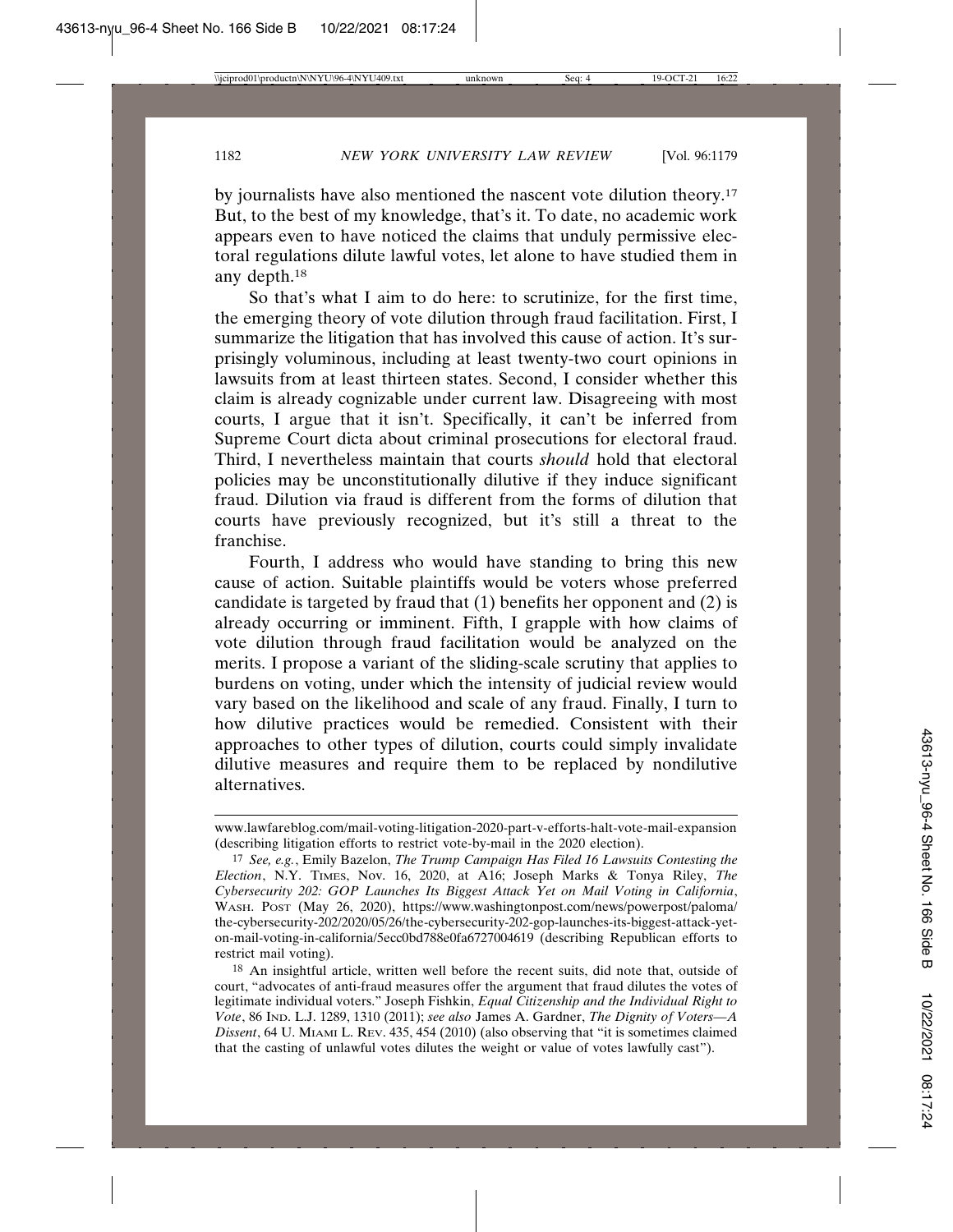by journalists have also mentioned the nascent vote dilution theory.[17] But, to the best of my knowledge, that's it. To date, no academic work appears even to have noticed the claims that unduly permissive electoral regulations dilute lawful votes, let alone to have studied them in any depth.[18]

So that's what I aim to do here: to scrutinize, for the first time, the emerging theory of vote dilution through fraud facilitation. First, I summarize the litigation that has involved this cause of action. It's surprisingly voluminous, including at least twenty-two court opinions in lawsuits from at least thirteen states. Second, I consider whether this claim is already cognizable under current law. Disagreeing with most courts, I argue that it isn't. Specifically, it can't be inferred from Supreme Court dicta about criminal prosecutions for electoral fraud. Third, I nevertheless maintain that courts *should* hold that electoral policies may be unconstitutionally dilutive if they induce significant fraud. Dilution via fraud is different from the forms of dilution that courts have previously recognized, but it's still a threat to the franchise.

Fourth, I address who would have standing to bring this new cause of action. Suitable plaintiffs would be voters whose preferred candidate is targeted by fraud that (1) benefits her opponent and (2) is already occurring or imminent. Fifth, I grapple with how claims of vote dilution through fraud facilitation would be analyzed on the merits. I propose a variant of the sliding-scale scrutiny that applies to burdens on voting, under which the intensity of judicial review would vary based on the likelihood and scale of any fraud. Finally, I turn to how dilutive practices would be remedied. Consistent with their approaches to other types of dilution, courts could simply invalidate dilutive measures and require them to be replaced by nondilutive alternatives.

---

www.lawfareblog.com/mail-voting-litigation-2020-part-v-efforts-halt-vote-mail-expansion (describing litigation efforts to restrict vote-by-mail in the 2020 election).

[17] *See, e.g.*, Emily Bazelon, *The Trump Campaign Has Filed 16 Lawsuits Contesting the Election*, N.Y. TIMES, Nov. 16, 2020, at A16; Joseph Marks & Tonya Riley, *The Cybersecurity 202: GOP Launches Its Biggest Attack Yet on Mail Voting in California*, WASH. POST (May 26, 2020), https://www.washingtonpost.com/news/powerpost/paloma/the-cybersecurity-202/2020/05/26/the-cybersecurity-202-gop-launches-its-biggest-attack-yet-on-mail-voting-in-california/5ecc0bd788e0fa6727004619 (describing Republican efforts to restrict mail voting).

[18] An insightful article, written well before the recent suits, did note that, outside of court, "advocates of anti-fraud measures offer the argument that fraud dilutes the votes of legitimate individual voters." Joseph Fishkin, *Equal Citizenship and the Individual Right to Vote*, 86 IND. L.J. 1289, 1310 (2011); *see also* James A. Gardner, *The Dignity of Voters—A Dissent*, 64 U. MIAMI L. REV. 435, 454 (2010) (also observing that "it is sometimes claimed that the casting of unlawful votes dilutes the weight or value of votes lawfully cast").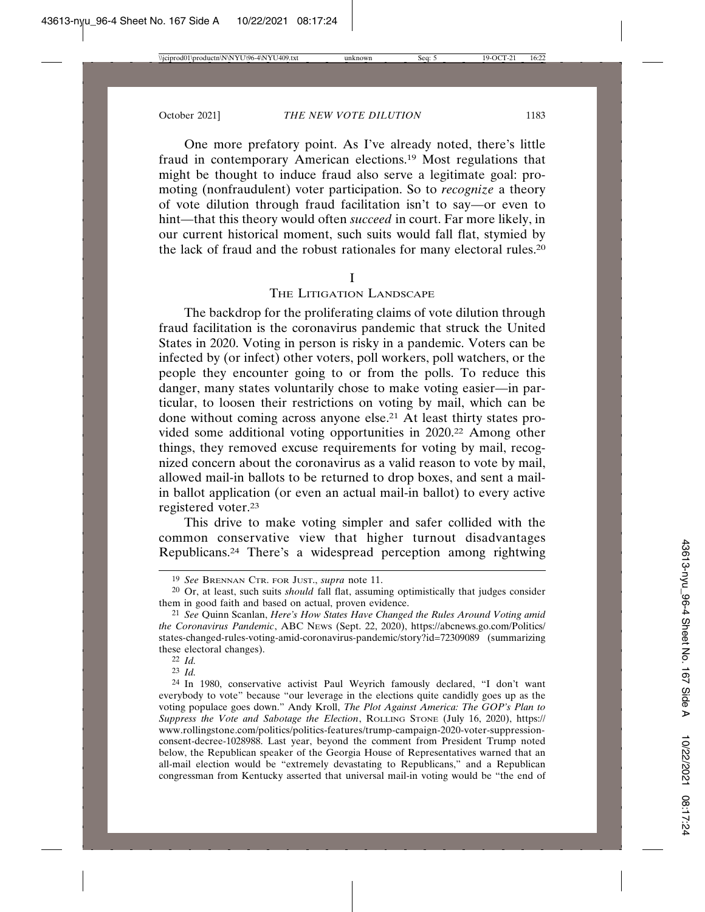One more prefatory point. As I've already noted, there's little fraud in contemporary American elections.[19] Most regulations that might be thought to induce fraud also serve a legitimate goal: promoting (nonfraudulent) voter participation. So to *recognize* a theory of vote dilution through fraud facilitation isn't to say—or even to hint—that this theory would often *succeed* in court. Far more likely, in our current historical moment, such suits would fall flat, stymied by the lack of fraud and the robust rationales for many electoral rules.[20]

# I
## The Litigation Landscape

The backdrop for the proliferating claims of vote dilution through fraud facilitation is the coronavirus pandemic that struck the United States in 2020. Voting in person is risky in a pandemic. Voters can be infected by (or infect) other voters, poll workers, poll watchers, or the people they encounter going to or from the polls. To reduce this danger, many states voluntarily chose to make voting easier—in particular, to loosen their restrictions on voting by mail, which can be done without coming across anyone else.[21] At least thirty states provided some additional voting opportunities in 2020.[22] Among other things, they removed excuse requirements for voting by mail, recognized concern about the coronavirus as a valid reason to vote by mail, allowed mail-in ballots to be returned to drop boxes, and sent a mail-in ballot application (or even an actual mail-in ballot) to every active registered voter.[23]

This drive to make voting simpler and safer collided with the common conservative view that higher turnout disadvantages Republicans.[24] There's a widespread perception among rightwing

---

[19] *See* Brennan Ctr. for Just., *supra* note 11.

[20] Or, at least, such suits *should* fall flat, assuming optimistically that judges consider them in good faith and based on actual, proven evidence.

[21] *See* Quinn Scanlan, *Here's How States Have Changed the Rules Around Voting amid the Coronavirus Pandemic*, ABC News (Sept. 22, 2020), https://abcnews.go.com/Politics/states-changed-rules-voting-amid-coronavirus-pandemic/story?id=72309089 (summarizing these electoral changes).

[22] *Id.*

[23] *Id.*

[24] In 1980, conservative activist Paul Weyrich famously declared, "I don't want everybody to vote" because "our leverage in the elections quite candidly goes up as the voting populace goes down." Andy Kroll, *The Plot Against America: The GOP's Plan to Suppress the Vote and Sabotage the Election*, Rolling Stone (July 16, 2020), https://www.rollingstone.com/politics/politics-features/trump-campaign-2020-voter-suppression-consent-decree-1028988. Last year, beyond the comment from President Trump noted below, the Republican speaker of the Georgia House of Representatives warned that an all-mail election would be "extremely devastating to Republicans," and a Republican congressman from Kentucky asserted that universal mail-in voting would be "the end of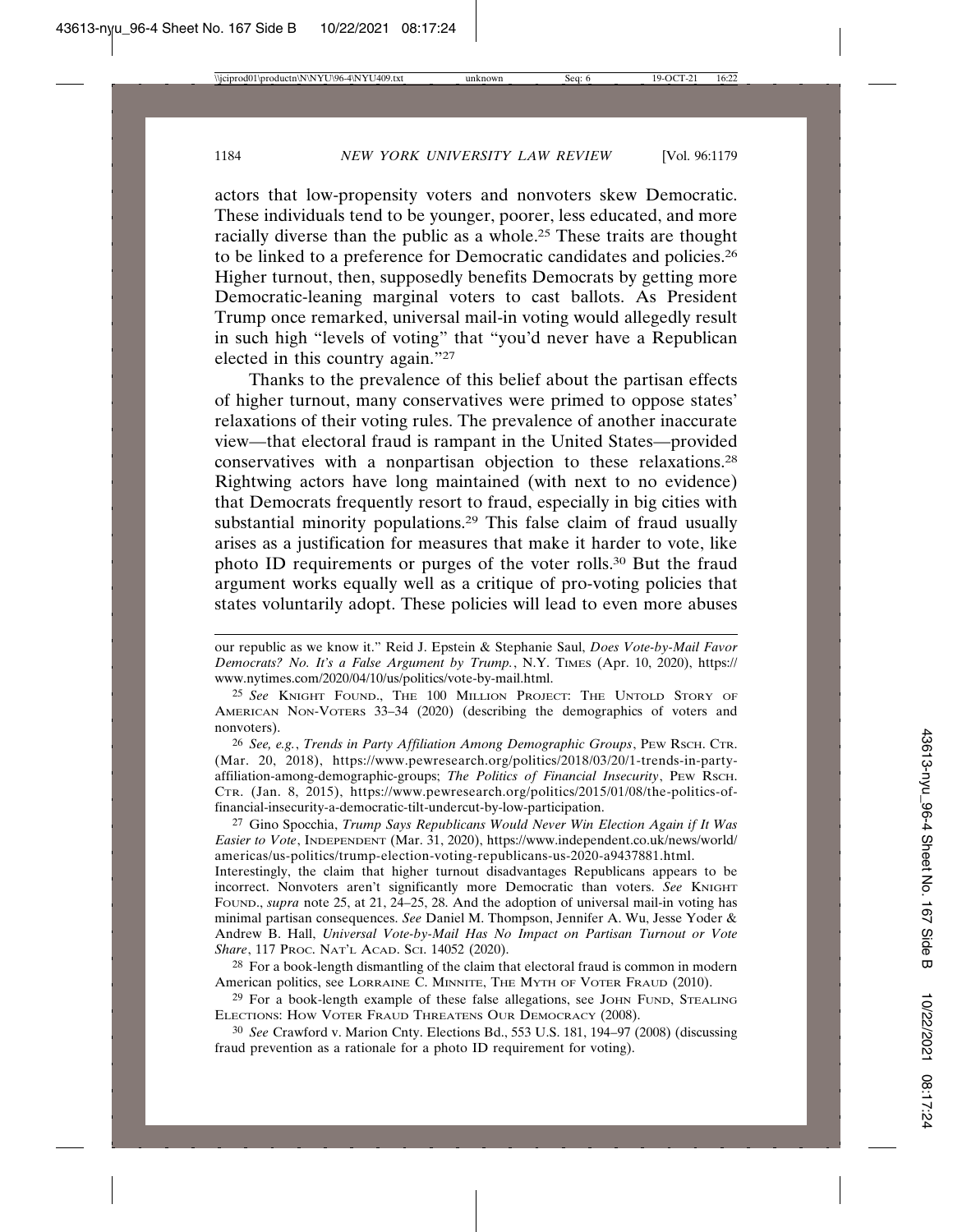actors that low-propensity voters and nonvoters skew Democratic. These individuals tend to be younger, poorer, less educated, and more racially diverse than the public as a whole.[25] These traits are thought to be linked to a preference for Democratic candidates and policies.[26] Higher turnout, then, supposedly benefits Democrats by getting more Democratic-leaning marginal voters to cast ballots. As President Trump once remarked, universal mail-in voting would allegedly result in such high "levels of voting" that "you'd never have a Republican elected in this country again."[27]

Thanks to the prevalence of this belief about the partisan effects of higher turnout, many conservatives were primed to oppose states' relaxations of their voting rules. The prevalence of another inaccurate view—that electoral fraud is rampant in the United States—provided conservatives with a nonpartisan objection to these relaxations.[28] Rightwing actors have long maintained (with next to no evidence) that Democrats frequently resort to fraud, especially in big cities with substantial minority populations.[29] This false claim of fraud usually arises as a justification for measures that make it harder to vote, like photo ID requirements or purges of the voter rolls.[30] But the fraud argument works equally well as a critique of pro-voting policies that states voluntarily adopt. These policies will lead to even more abuses

---

our republic as we know it." Reid J. Epstein & Stephanie Saul, *Does Vote-by-Mail Favor Democrats? No. It's a False Argument by Trump.*, N.Y. TIMES (Apr. 10, 2020), https://www.nytimes.com/2020/04/10/us/politics/vote-by-mail.html.

[25] *See* KNIGHT FOUND., THE 100 MILLION PROJECT: THE UNTOLD STORY OF AMERICAN NON-VOTERS 33–34 (2020) (describing the demographics of voters and nonvoters).

[26] *See, e.g.*, *Trends in Party Affiliation Among Demographic Groups*, PEW RSCH. CTR. (Mar. 20, 2018), https://www.pewresearch.org/politics/2018/03/20/1-trends-in-party-affiliation-among-demographic-groups; *The Politics of Financial Insecurity*, PEW RSCH. CTR. (Jan. 8, 2015), https://www.pewresearch.org/politics/2015/01/08/the-politics-of-financial-insecurity-a-democratic-tilt-undercut-by-low-participation.

[27] Gino Spocchia, *Trump Says Republicans Would Never Win Election Again if It Was Easier to Vote*, INDEPENDENT (Mar. 31, 2020), https://www.independent.co.uk/news/world/americas/us-politics/trump-election-voting-republicans-us-2020-a9437881.html. Interestingly, the claim that higher turnout disadvantages Republicans appears to be incorrect. Nonvoters aren't significantly more Democratic than voters. *See* KNIGHT FOUND., *supra* note 25, at 21, 24–25, 28. And the adoption of universal mail-in voting has minimal partisan consequences. *See* Daniel M. Thompson, Jennifer A. Wu, Jesse Yoder & Andrew B. Hall, *Universal Vote-by-Mail Has No Impact on Partisan Turnout or Vote Share*, 117 PROC. NAT'L ACAD. SCI. 14052 (2020).

[28] For a book-length dismantling of the claim that electoral fraud is common in modern American politics, see LORRAINE C. MINNITE, THE MYTH OF VOTER FRAUD (2010).

[29] For a book-length example of these false allegations, see JOHN FUND, STEALING ELECTIONS: HOW VOTER FRAUD THREATENS OUR DEMOCRACY (2008).

[30] *See* Crawford v. Marion Cnty. Elections Bd., 553 U.S. 181, 194–97 (2008) (discussing fraud prevention as a rationale for a photo ID requirement for voting).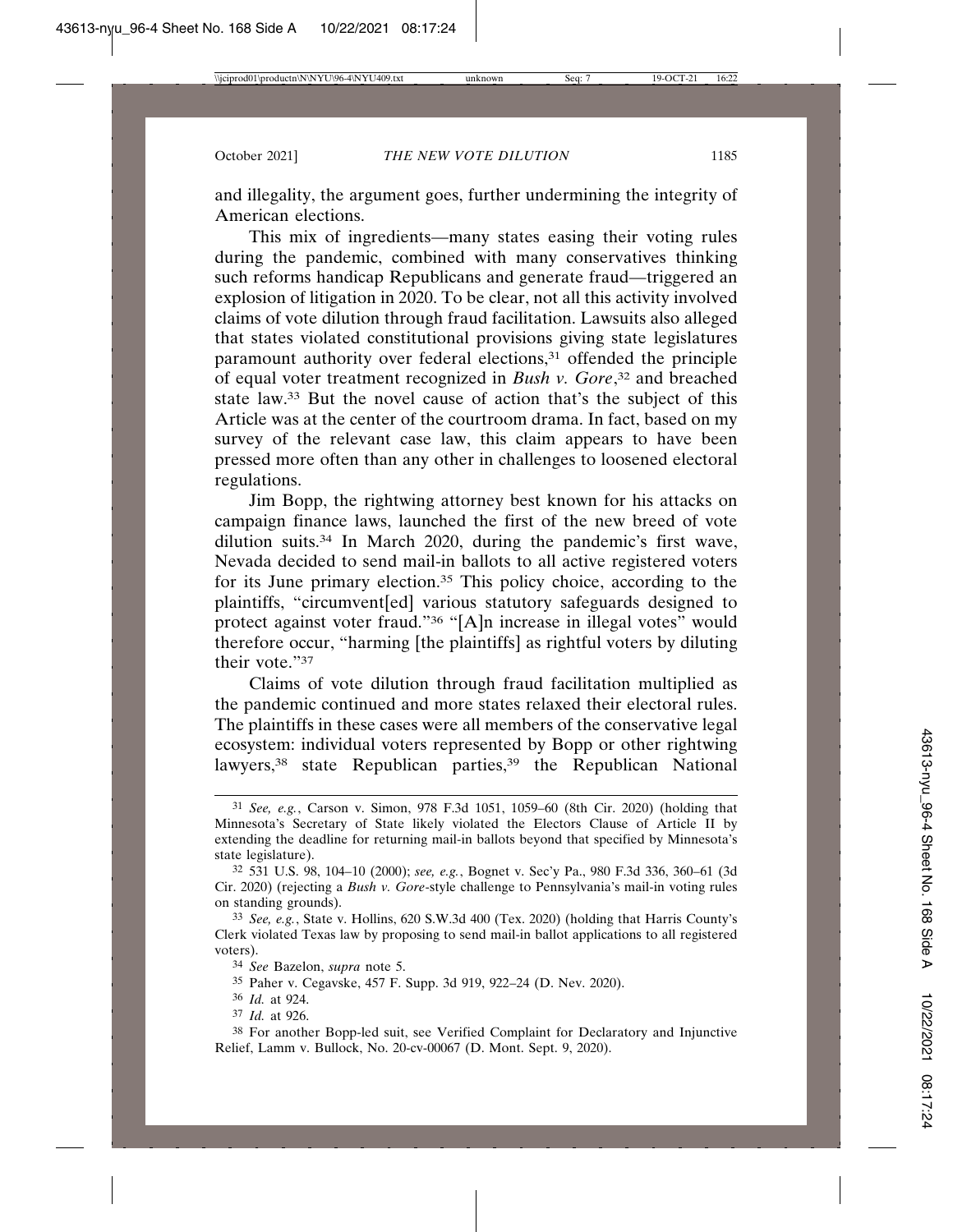and illegality, the argument goes, further undermining the integrity of American elections.

This mix of ingredients—many states easing their voting rules during the pandemic, combined with many conservatives thinking such reforms handicap Republicans and generate fraud—triggered an explosion of litigation in 2020. To be clear, not all this activity involved claims of vote dilution through fraud facilitation. Lawsuits also alleged that states violated constitutional provisions giving state legislatures paramount authority over federal elections,[31] offended the principle of equal voter treatment recognized in *Bush v. Gore*,[32] and breached state law.[33] But the novel cause of action that's the subject of this Article was at the center of the courtroom drama. In fact, based on my survey of the relevant case law, this claim appears to have been pressed more often than any other in challenges to loosened electoral regulations.

Jim Bopp, the rightwing attorney best known for his attacks on campaign finance laws, launched the first of the new breed of vote dilution suits.[34] In March 2020, during the pandemic's first wave, Nevada decided to send mail-in ballots to all active registered voters for its June primary election.[35] This policy choice, according to the plaintiffs, "circumvent[ed] various statutory safeguards designed to protect against voter fraud."[36] "[A]n increase in illegal votes" would therefore occur, "harming [the plaintiffs] as rightful voters by diluting their vote."[37]

Claims of vote dilution through fraud facilitation multiplied as the pandemic continued and more states relaxed their electoral rules. The plaintiffs in these cases were all members of the conservative legal ecosystem: individual voters represented by Bopp or other rightwing lawyers,[38] state Republican parties,[39] the Republican National

---

[31] *See, e.g.*, Carson v. Simon, 978 F.3d 1051, 1059–60 (8th Cir. 2020) (holding that Minnesota's Secretary of State likely violated the Electors Clause of Article II by extending the deadline for returning mail-in ballots beyond that specified by Minnesota's state legislature).

[32] 531 U.S. 98, 104–10 (2000); *see, e.g.*, Bognet v. Sec'y Pa., 980 F.3d 336, 360–61 (3d Cir. 2020) (rejecting a *Bush v. Gore*-style challenge to Pennsylvania's mail-in voting rules on standing grounds).

[33] *See, e.g.*, State v. Hollins, 620 S.W.3d 400 (Tex. 2020) (holding that Harris County's Clerk violated Texas law by proposing to send mail-in ballot applications to all registered voters).

[34] *See* Bazelon, *supra* note 5.

[35] Paher v. Cegavske, 457 F. Supp. 3d 919, 922–24 (D. Nev. 2020).

[36] *Id.* at 924.

[37] *Id.* at 926.

[38] For another Bopp-led suit, see Verified Complaint for Declaratory and Injunctive Relief, Lamm v. Bullock, No. 20-cv-00067 (D. Mont. Sept. 9, 2020).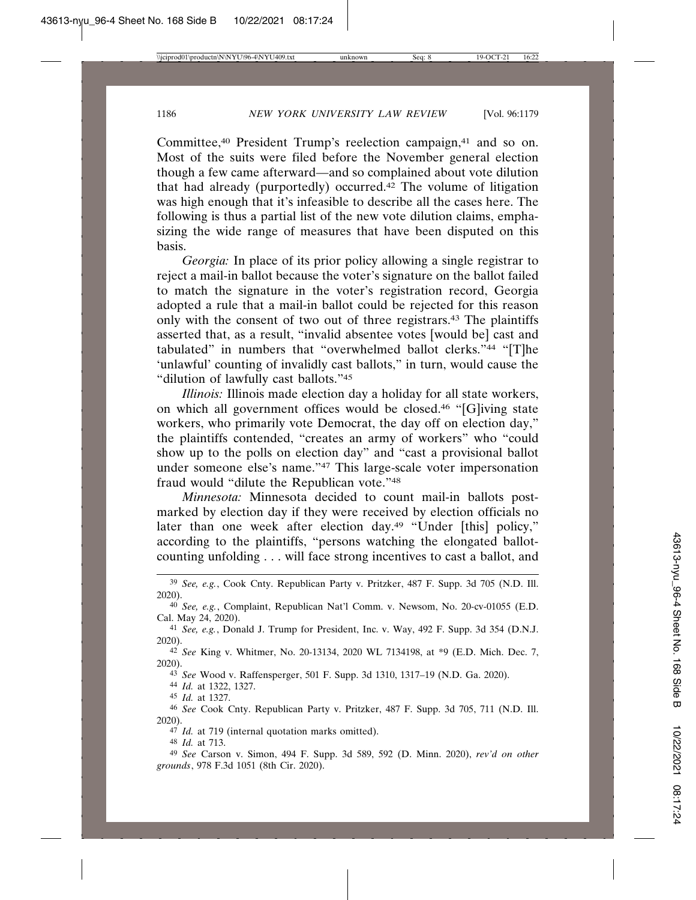Committee,[40] President Trump's reelection campaign,[41] and so on. Most of the suits were filed before the November general election though a few came afterward—and so complained about vote dilution that had already (purportedly) occurred.[42] The volume of litigation was high enough that it's infeasible to describe all the cases here. The following is thus a partial list of the new vote dilution claims, emphasizing the wide range of measures that have been disputed on this basis.

*Georgia:* In place of its prior policy allowing a single registrar to reject a mail-in ballot because the voter's signature on the ballot failed to match the signature in the voter's registration record, Georgia adopted a rule that a mail-in ballot could be rejected for this reason only with the consent of two out of three registrars.[43] The plaintiffs asserted that, as a result, "invalid absentee votes [would be] cast and tabulated" in numbers that "overwhelmed ballot clerks."[44] "[T]he 'unlawful' counting of invalidly cast ballots," in turn, would cause the "dilution of lawfully cast ballots."[45]

*Illinois:* Illinois made election day a holiday for all state workers, on which all government offices would be closed.[46] "[G]iving state workers, who primarily vote Democrat, the day off on election day," the plaintiffs contended, "creates an army of workers" who "could show up to the polls on election day" and "cast a provisional ballot under someone else's name."[47] This large-scale voter impersonation fraud would "dilute the Republican vote."[48]

*Minnesota:* Minnesota decided to count mail-in ballots postmarked by election day if they were received by election officials no later than one week after election day.[49] "Under [this] policy," according to the plaintiffs, "persons watching the elongated ballot-counting unfolding . . . will face strong incentives to cast a ballot, and

---

[39] *See, e.g.*, Cook Cnty. Republican Party v. Pritzker, 487 F. Supp. 3d 705 (N.D. Ill. 2020).

[40] *See, e.g.*, Complaint, Republican Nat'l Comm. v. Newsom, No. 20-cv-01055 (E.D. Cal. May 24, 2020).

[41] *See, e.g.*, Donald J. Trump for President, Inc. v. Way, 492 F. Supp. 3d 354 (D.N.J. 2020).

[42] *See* King v. Whitmer, No. 20-13134, 2020 WL 7134198, at *9 (E.D. Mich. Dec. 7, 2020).

[43] *See* Wood v. Raffensperger, 501 F. Supp. 3d 1310, 1317–19 (N.D. Ga. 2020).

[44] *Id.* at 1322, 1327.

[45] *Id.* at 1327.

[46] *See* Cook Cnty. Republican Party v. Pritzker, 487 F. Supp. 3d 705, 711 (N.D. Ill. 2020).

[47] *Id.* at 719 (internal quotation marks omitted).

[48] *Id.* at 713.

[49] *See* Carson v. Simon, 494 F. Supp. 3d 589, 592 (D. Minn. 2020), *rev'd on other grounds*, 978 F.3d 1051 (8th Cir. 2020).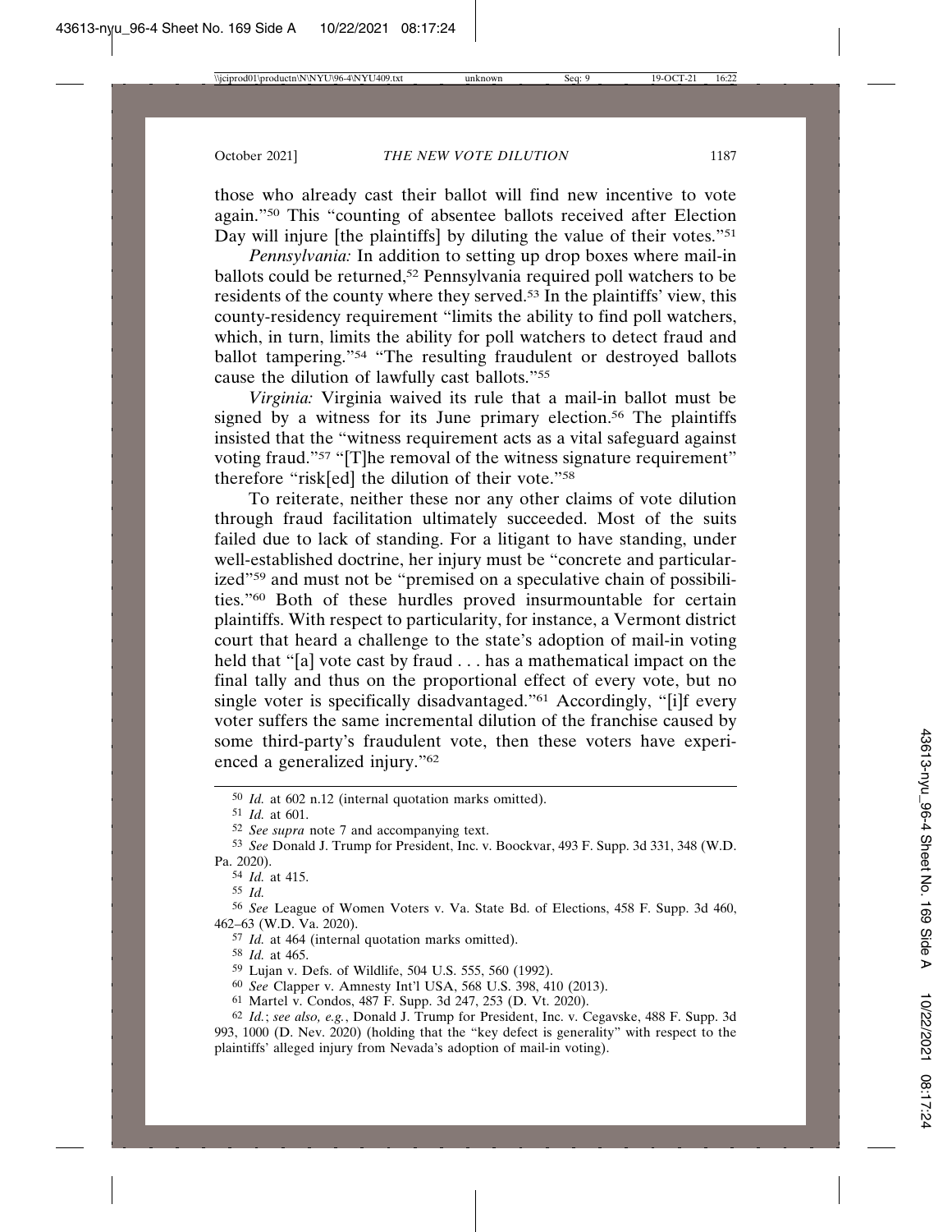those who already cast their ballot will find new incentive to vote again."[50] This "counting of absentee ballots received after Election Day will injure [the plaintiffs] by diluting the value of their votes."[51]

*Pennsylvania:* In addition to setting up drop boxes where mail-in ballots could be returned,[52] Pennsylvania required poll watchers to be residents of the county where they served.[53] In the plaintiffs' view, this county-residency requirement "limits the ability to find poll watchers, which, in turn, limits the ability for poll watchers to detect fraud and ballot tampering."[54] "The resulting fraudulent or destroyed ballots cause the dilution of lawfully cast ballots."[55]

*Virginia:* Virginia waived its rule that a mail-in ballot must be signed by a witness for its June primary election.[56] The plaintiffs insisted that the "witness requirement acts as a vital safeguard against voting fraud."[57] "[T]he removal of the witness signature requirement" therefore "risk[ed] the dilution of their vote."[58]

To reiterate, neither these nor any other claims of vote dilution through fraud facilitation ultimately succeeded. Most of the suits failed due to lack of standing. For a litigant to have standing, under well-established doctrine, her injury must be "concrete and particularized"[59] and must not be "premised on a speculative chain of possibilities."[60] Both of these hurdles proved insurmountable for certain plaintiffs. With respect to particularity, for instance, a Vermont district court that heard a challenge to the state's adoption of mail-in voting held that "[a] vote cast by fraud . . . has a mathematical impact on the final tally and thus on the proportional effect of every vote, but no single voter is specifically disadvantaged."[61] Accordingly, "[i]f every voter suffers the same incremental dilution of the franchise caused by some third-party's fraudulent vote, then these voters have experienced a generalized injury."[62]

---

[50] *Id.* at 602 n.12 (internal quotation marks omitted).

[51] *Id.* at 601.

[52] *See supra* note 7 and accompanying text.

[53] *See* Donald J. Trump for President, Inc. v. Boockvar, 493 F. Supp. 3d 331, 348 (W.D. Pa. 2020).

[54] *Id.* at 415.

[55] *Id.*

[56] *See* League of Women Voters v. Va. State Bd. of Elections, 458 F. Supp. 3d 460, 462–63 (W.D. Va. 2020).

[57] *Id.* at 464 (internal quotation marks omitted).

[58] *Id.* at 465.

[59] Lujan v. Defs. of Wildlife, 504 U.S. 555, 560 (1992).

[60] *See* Clapper v. Amnesty Int'l USA, 568 U.S. 398, 410 (2013).

[61] Martel v. Condos, 487 F. Supp. 3d 247, 253 (D. Vt. 2020).

[62] *Id.*; *see also, e.g.*, Donald J. Trump for President, Inc. v. Cegavske, 488 F. Supp. 3d 993, 1000 (D. Nev. 2020) (holding that the "key defect is generality" with respect to the plaintiffs' alleged injury from Nevada's adoption of mail-in voting).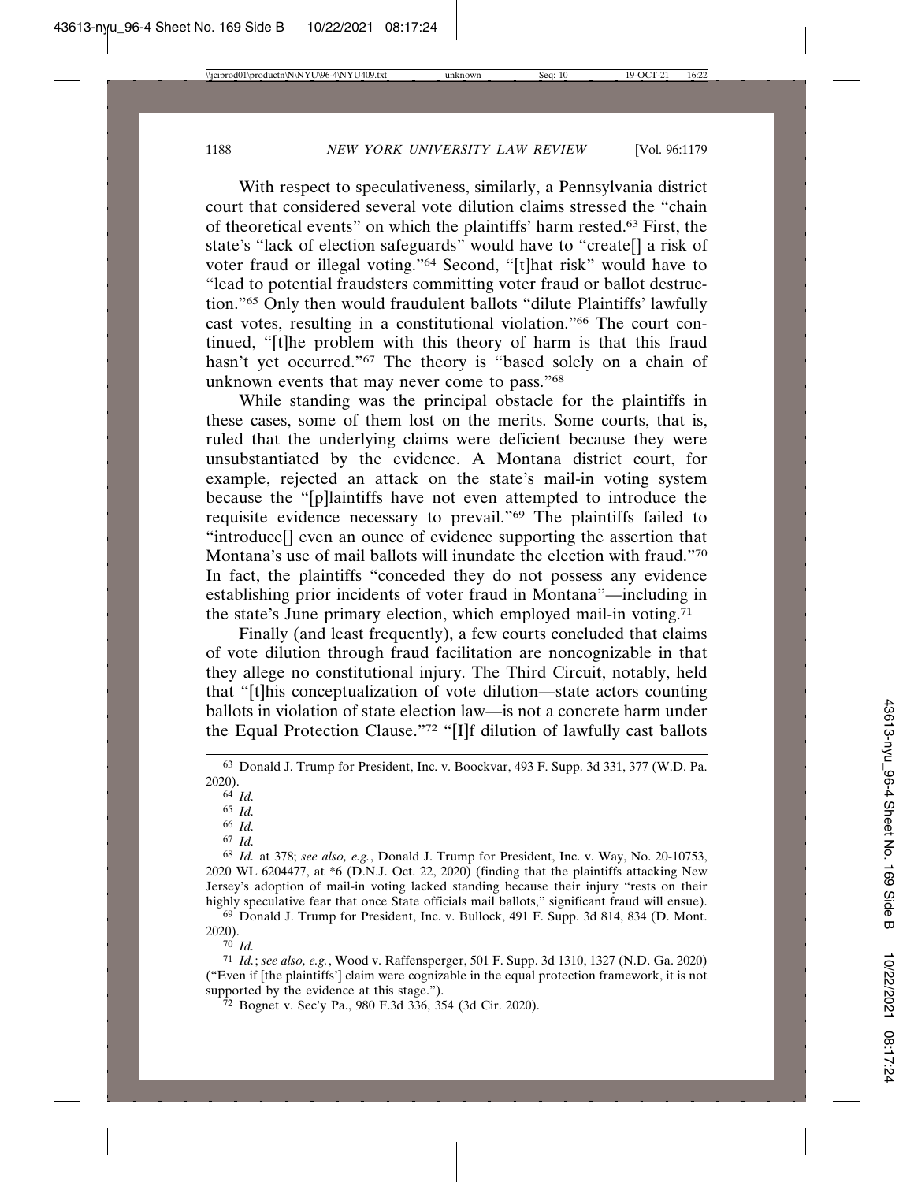With respect to speculativeness, similarly, a Pennsylvania district court that considered several vote dilution claims stressed the "chain of theoretical events" on which the plaintiffs' harm rested.[63] First, the state's "lack of election safeguards" would have to "create[] a risk of voter fraud or illegal voting."[64] Second, "[t]hat risk" would have to "lead to potential fraudsters committing voter fraud or ballot destruction."[65] Only then would fraudulent ballots "dilute Plaintiffs' lawfully cast votes, resulting in a constitutional violation."[66] The court continued, "[t]he problem with this theory of harm is that this fraud hasn't yet occurred."[67] The theory is "based solely on a chain of unknown events that may never come to pass."[68]

While standing was the principal obstacle for the plaintiffs in these cases, some of them lost on the merits. Some courts, that is, ruled that the underlying claims were deficient because they were unsubstantiated by the evidence. A Montana district court, for example, rejected an attack on the state's mail-in voting system because the "[p]laintiffs have not even attempted to introduce the requisite evidence necessary to prevail."[69] The plaintiffs failed to "introduce[] even an ounce of evidence supporting the assertion that Montana's use of mail ballots will inundate the election with fraud."[70] In fact, the plaintiffs "conceded they do not possess any evidence establishing prior incidents of voter fraud in Montana"—including in the state's June primary election, which employed mail-in voting.[71]

Finally (and least frequently), a few courts concluded that claims of vote dilution through fraud facilitation are noncognizable in that they allege no constitutional injury. The Third Circuit, notably, held that "[t]his conceptualization of vote dilution—state actors counting ballots in violation of state election law—is not a concrete harm under the Equal Protection Clause."[72] "[I]f dilution of lawfully cast ballots

---

[63] Donald J. Trump for President, Inc. v. Boockvar, 493 F. Supp. 3d 331, 377 (W.D. Pa. 2020).

[64] *Id.*

[65] *Id.*

[66] *Id.*

[67] *Id.*

[68] *Id.* at 378; *see also, e.g.*, Donald J. Trump for President, Inc. v. Way, No. 20-10753, 2020 WL 6204477, at *6 (D.N.J. Oct. 22, 2020) (finding that the plaintiffs attacking New Jersey's adoption of mail-in voting lacked standing because their injury "rests on their highly speculative fear that once State officials mail ballots," significant fraud will ensue).

[69] Donald J. Trump for President, Inc. v. Bullock, 491 F. Supp. 3d 814, 834 (D. Mont. 2020).

[70] *Id.*

[71] *Id.*; *see also, e.g.*, Wood v. Raffensperger, 501 F. Supp. 3d 1310, 1327 (N.D. Ga. 2020) ("Even if [the plaintiffs'] claim were cognizable in the equal protection framework, it is not supported by the evidence at this stage.").

[72] Bognet v. Sec'y Pa., 980 F.3d 336, 354 (3d Cir. 2020).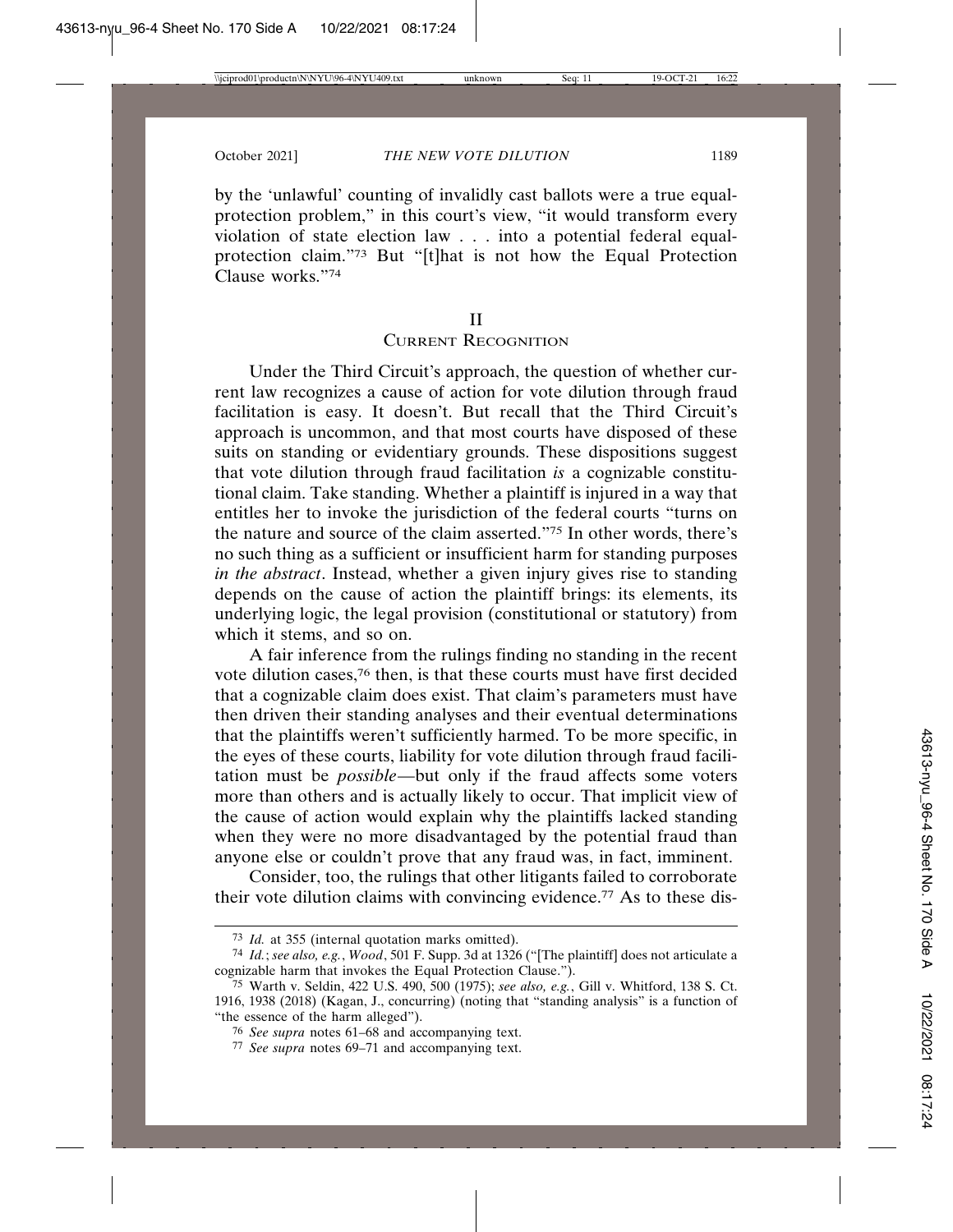by the 'unlawful' counting of invalidly cast ballots were a true equal-protection problem," in this court's view, "it would transform every violation of state election law . . . into a potential federal equal-protection claim."[73] But "[t]hat is not how the Equal Protection Clause works."[74]

## II
## Current Recognition

Under the Third Circuit's approach, the question of whether current law recognizes a cause of action for vote dilution through fraud facilitation is easy. It doesn't. But recall that the Third Circuit's approach is uncommon, and that most courts have disposed of these suits on standing or evidentiary grounds. These dispositions suggest that vote dilution through fraud facilitation *is* a cognizable constitutional claim. Take standing. Whether a plaintiff is injured in a way that entitles her to invoke the jurisdiction of the federal courts "turns on the nature and source of the claim asserted."[75] In other words, there's no such thing as a sufficient or insufficient harm for standing purposes *in the abstract*. Instead, whether a given injury gives rise to standing depends on the cause of action the plaintiff brings: its elements, its underlying logic, the legal provision (constitutional or statutory) from which it stems, and so on.

A fair inference from the rulings finding no standing in the recent vote dilution cases,[76] then, is that these courts must have first decided that a cognizable claim does exist. That claim's parameters must have then driven their standing analyses and their eventual determinations that the plaintiffs weren't sufficiently harmed. To be more specific, in the eyes of these courts, liability for vote dilution through fraud facilitation must be *possible*—but only if the fraud affects some voters more than others and is actually likely to occur. That implicit view of the cause of action would explain why the plaintiffs lacked standing when they were no more disadvantaged by the potential fraud than anyone else or couldn't prove that any fraud was, in fact, imminent.

Consider, too, the rulings that other litigants failed to corroborate their vote dilution claims with convincing evidence.[77] As to these dis-

---

[73] *Id.* at 355 (internal quotation marks omitted).

[74] *Id.*; *see also, e.g.*, *Wood*, 501 F. Supp. 3d at 1326 ("[The plaintiff] does not articulate a cognizable harm that invokes the Equal Protection Clause.").

[75] Warth v. Seldin, 422 U.S. 490, 500 (1975); *see also, e.g.*, Gill v. Whitford, 138 S. Ct. 1916, 1938 (2018) (Kagan, J., concurring) (noting that "standing analysis" is a function of "the essence of the harm alleged").

[76] *See supra* notes 61–68 and accompanying text.

[77] *See supra* notes 69–71 and accompanying text.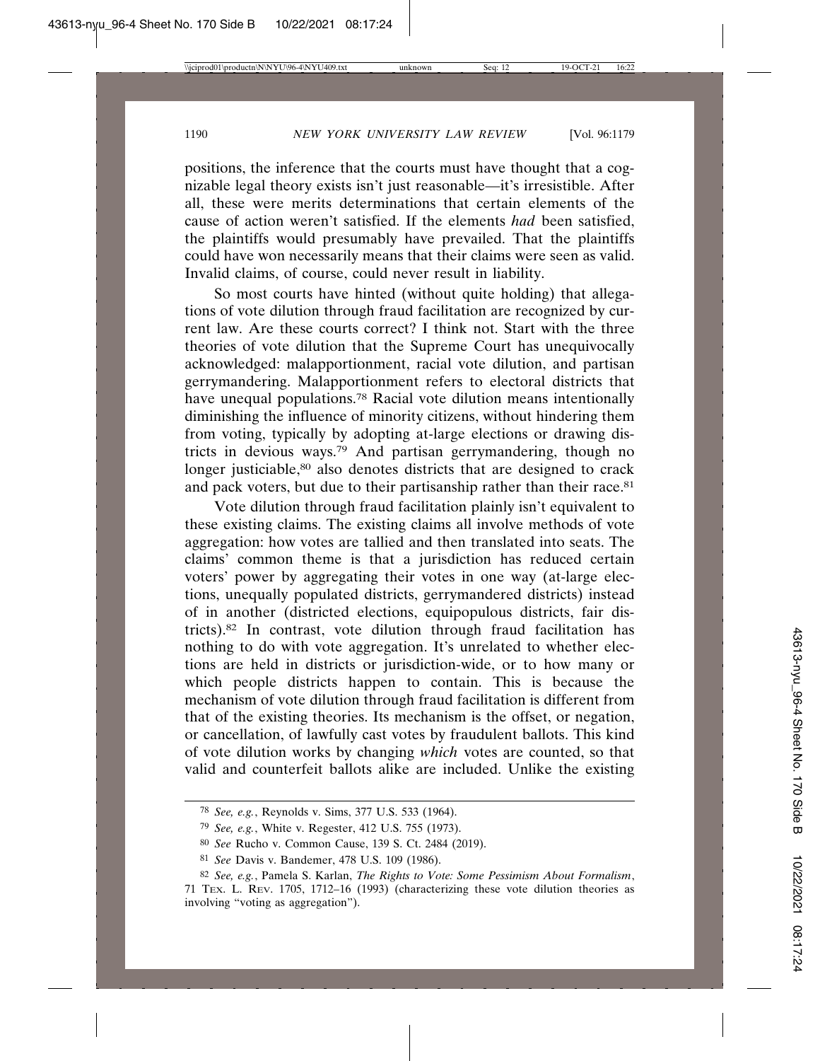positions, the inference that the courts must have thought that a cognizable legal theory exists isn't just reasonable—it's irresistible. After all, these were merits determinations that certain elements of the cause of action weren't satisfied. If the elements *had* been satisfied, the plaintiffs would presumably have prevailed. That the plaintiffs could have won necessarily means that their claims were seen as valid. Invalid claims, of course, could never result in liability.

So most courts have hinted (without quite holding) that allegations of vote dilution through fraud facilitation are recognized by current law. Are these courts correct? I think not. Start with the three theories of vote dilution that the Supreme Court has unequivocally acknowledged: malapportionment, racial vote dilution, and partisan gerrymandering. Malapportionment refers to electoral districts that have unequal populations.[78] Racial vote dilution means intentionally diminishing the influence of minority citizens, without hindering them from voting, typically by adopting at-large elections or drawing districts in devious ways.[79] And partisan gerrymandering, though no longer justiciable,[80] also denotes districts that are designed to crack and pack voters, but due to their partisanship rather than their race.[81]

Vote dilution through fraud facilitation plainly isn't equivalent to these existing claims. The existing claims all involve methods of vote aggregation: how votes are tallied and then translated into seats. The claims' common theme is that a jurisdiction has reduced certain voters' power by aggregating their votes in one way (at-large elections, unequally populated districts, gerrymandered districts) instead of in another (districted elections, equipopulous districts, fair districts).[82] In contrast, vote dilution through fraud facilitation has nothing to do with vote aggregation. It's unrelated to whether elections are held in districts or jurisdiction-wide, or to how many or which people districts happen to contain. This is because the mechanism of vote dilution through fraud facilitation is different from that of the existing theories. Its mechanism is the offset, or negation, or cancellation, of lawfully cast votes by fraudulent ballots. This kind of vote dilution works by changing *which* votes are counted, so that valid and counterfeit ballots alike are included. Unlike the existing

[78] *See, e.g.*, Reynolds v. Sims, 377 U.S. 533 (1964).

[79] *See, e.g.*, White v. Regester, 412 U.S. 755 (1973).

[80] *See* Rucho v. Common Cause, 139 S. Ct. 2484 (2019).

[81] *See* Davis v. Bandemer, 478 U.S. 109 (1986).

[82] *See, e.g.*, Pamela S. Karlan, *The Rights to Vote: Some Pessimism About Formalism*, 71 Tex. L. Rev. 1705, 1712–16 (1993) (characterizing these vote dilution theories as involving "voting as aggregation").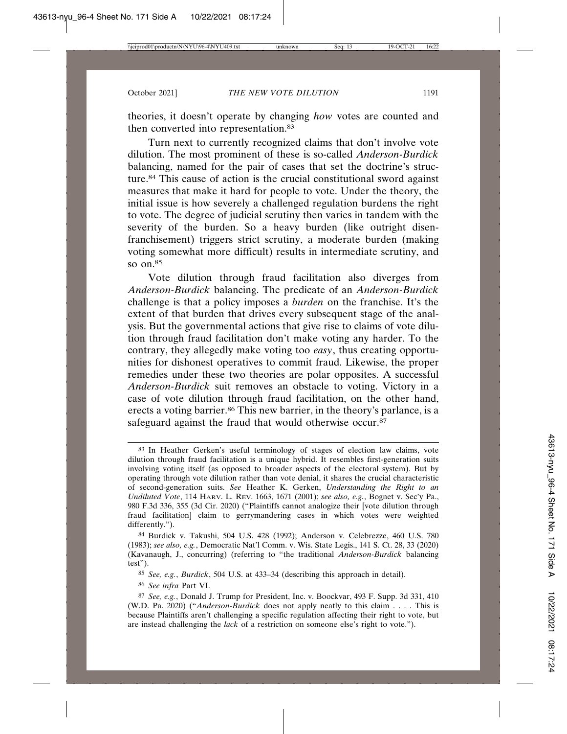theories, it doesn't operate by changing *how* votes are counted and then converted into representation.[83]

Turn next to currently recognized claims that don't involve vote dilution. The most prominent of these is so-called *Anderson-Burdick* balancing, named for the pair of cases that set the doctrine's structure.[84] This cause of action is the crucial constitutional sword against measures that make it hard for people to vote. Under the theory, the initial issue is how severely a challenged regulation burdens the right to vote. The degree of judicial scrutiny then varies in tandem with the severity of the burden. So a heavy burden (like outright disenfranchisement) triggers strict scrutiny, a moderate burden (making voting somewhat more difficult) results in intermediate scrutiny, and so on.[85]

Vote dilution through fraud facilitation also diverges from *Anderson-Burdick* balancing. The predicate of an *Anderson-Burdick* challenge is that a policy imposes a *burden* on the franchise. It's the extent of that burden that drives every subsequent stage of the analysis. But the governmental actions that give rise to claims of vote dilution through fraud facilitation don't make voting any harder. To the contrary, they allegedly make voting too *easy*, thus creating opportunities for dishonest operatives to commit fraud. Likewise, the proper remedies under these two theories are polar opposites. A successful *Anderson-Burdick* suit removes an obstacle to voting. Victory in a case of vote dilution through fraud facilitation, on the other hand, erects a voting barrier.[86] This new barrier, in the theory's parlance, is a safeguard against the fraud that would otherwise occur.[87]

---

[83] In Heather Gerken's useful terminology of stages of election law claims, vote dilution through fraud facilitation is a unique hybrid. It resembles first-generation suits involving voting itself (as opposed to broader aspects of the electoral system). But by operating through vote dilution rather than vote denial, it shares the crucial characteristic of second-generation suits. *See* Heather K. Gerken, *Understanding the Right to an Undiluted Vote*, 114 HARV. L. REV. 1663, 1671 (2001); *see also, e.g.*, Bognet v. Sec'y Pa., 980 F.3d 336, 355 (3d Cir. 2020) ("Plaintiffs cannot analogize their [vote dilution through fraud facilitation] claim to gerrymandering cases in which votes were weighted differently.").

[84] Burdick v. Takushi, 504 U.S. 428 (1992); Anderson v. Celebrezze, 460 U.S. 780 (1983); *see also, e.g.*, Democratic Nat'l Comm. v. Wis. State Legis., 141 S. Ct. 28, 33 (2020) (Kavanaugh, J., concurring) (referring to "the traditional *Anderson-Burdick* balancing test").

[85] *See, e.g.*, *Burdick*, 504 U.S. at 433–34 (describing this approach in detail).

[86] *See infra* Part VI.

[87] *See, e.g.*, Donald J. Trump for President, Inc. v. Boockvar, 493 F. Supp. 3d 331, 410 (W.D. Pa. 2020) ("*Anderson-Burdick* does not apply neatly to this claim . . . . This is because Plaintiffs aren't challenging a specific regulation affecting their right to vote, but are instead challenging the *lack* of a restriction on someone else's right to vote.").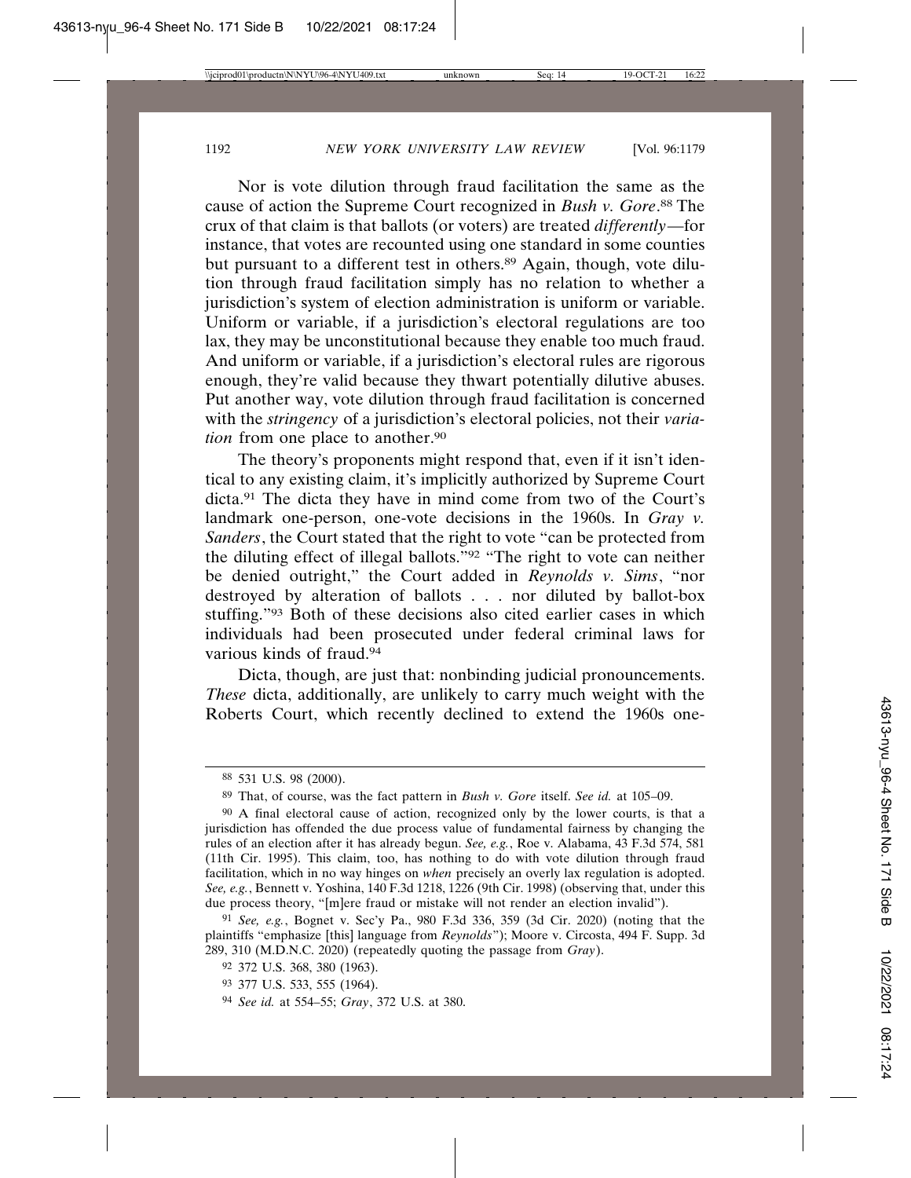Nor is vote dilution through fraud facilitation the same as the cause of action the Supreme Court recognized in *Bush v. Gore*.[88] The crux of that claim is that ballots (or voters) are treated *differently*—for instance, that votes are recounted using one standard in some counties but pursuant to a different test in others.[89] Again, though, vote dilution through fraud facilitation simply has no relation to whether a jurisdiction's system of election administration is uniform or variable. Uniform or variable, if a jurisdiction's electoral regulations are too lax, they may be unconstitutional because they enable too much fraud. And uniform or variable, if a jurisdiction's electoral rules are rigorous enough, they're valid because they thwart potentially dilutive abuses. Put another way, vote dilution through fraud facilitation is concerned with the *stringency* of a jurisdiction's electoral policies, not their *variation* from one place to another.[90]

The theory's proponents might respond that, even if it isn't identical to any existing claim, it's implicitly authorized by Supreme Court dicta.[91] The dicta they have in mind come from two of the Court's landmark one-person, one-vote decisions in the 1960s. In *Gray v. Sanders*, the Court stated that the right to vote "can be protected from the diluting effect of illegal ballots."[92] "The right to vote can neither be denied outright," the Court added in *Reynolds v. Sims*, "nor destroyed by alteration of ballots . . . nor diluted by ballot-box stuffing."[93] Both of these decisions also cited earlier cases in which individuals had been prosecuted under federal criminal laws for various kinds of fraud.[94]

Dicta, though, are just that: nonbinding judicial pronouncements. *These* dicta, additionally, are unlikely to carry much weight with the Roberts Court, which recently declined to extend the 1960s one-

---

[88] 531 U.S. 98 (2000).

[89] That, of course, was the fact pattern in *Bush v. Gore* itself. *See id.* at 105–09.

[90] A final electoral cause of action, recognized only by the lower courts, is that a jurisdiction has offended the due process value of fundamental fairness by changing the rules of an election after it has already begun. *See, e.g.*, Roe v. Alabama, 43 F.3d 574, 581 (11th Cir. 1995). This claim, too, has nothing to do with vote dilution through fraud facilitation, which in no way hinges on *when* precisely an overly lax regulation is adopted. *See, e.g.*, Bennett v. Yoshina, 140 F.3d 1218, 1226 (9th Cir. 1998) (observing that, under this due process theory, "[m]ere fraud or mistake will not render an election invalid").

[91] *See, e.g.*, Bognet v. Sec'y Pa., 980 F.3d 336, 359 (3d Cir. 2020) (noting that the plaintiffs "emphasize [this] language from *Reynolds*"); Moore v. Circosta, 494 F. Supp. 3d 289, 310 (M.D.N.C. 2020) (repeatedly quoting the passage from *Gray*).

[92] 372 U.S. 368, 380 (1963).

[93] 377 U.S. 533, 555 (1964).

[94] *See id.* at 554–55; *Gray*, 372 U.S. at 380.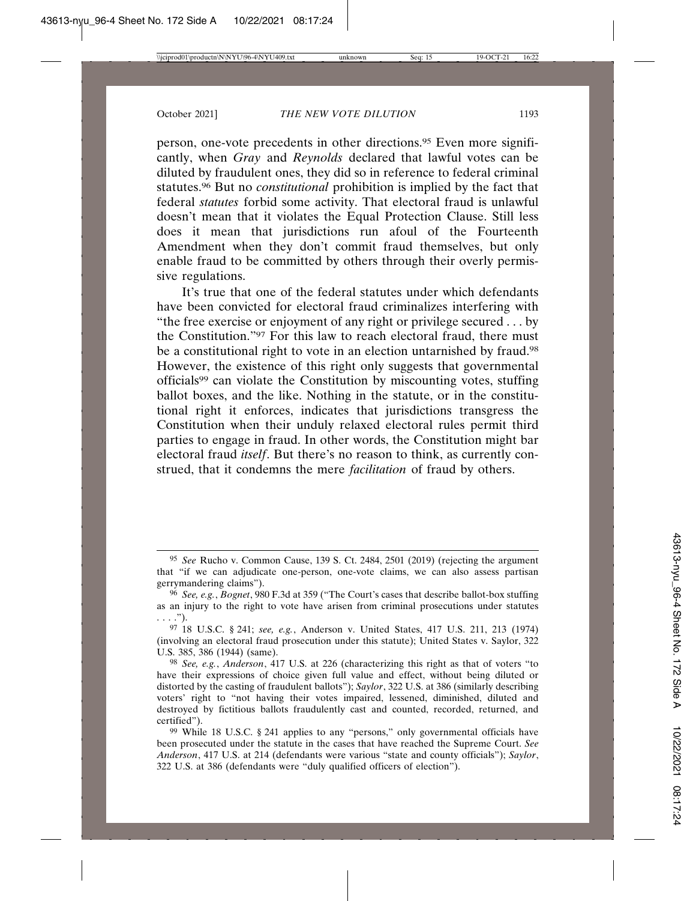person, one-vote precedents in other directions.[95] Even more significantly, when *Gray* and *Reynolds* declared that lawful votes can be diluted by fraudulent ones, they did so in reference to federal criminal statutes.[96] But no *constitutional* prohibition is implied by the fact that federal *statutes* forbid some activity. That electoral fraud is unlawful doesn't mean that it violates the Equal Protection Clause. Still less does it mean that jurisdictions run afoul of the Fourteenth Amendment when they don't commit fraud themselves, but only enable fraud to be committed by others through their overly permissive regulations.

It's true that one of the federal statutes under which defendants have been convicted for electoral fraud criminalizes interfering with "the free exercise or enjoyment of any right or privilege secured . . . by the Constitution."[97] For this law to reach electoral fraud, there must be a constitutional right to vote in an election untarnished by fraud.[98] However, the existence of this right only suggests that governmental officials[99] can violate the Constitution by miscounting votes, stuffing ballot boxes, and the like. Nothing in the statute, or in the constitutional right it enforces, indicates that jurisdictions transgress the Constitution when their unduly relaxed electoral rules permit third parties to engage in fraud. In other words, the Constitution might bar electoral fraud *itself*. But there's no reason to think, as currently construed, that it condemns the mere *facilitation* of fraud by others.

---

[95] *See* Rucho v. Common Cause, 139 S. Ct. 2484, 2501 (2019) (rejecting the argument that "if we can adjudicate one-person, one-vote claims, we can also assess partisan gerrymandering claims").

[96] *See, e.g.*, *Bognet*, 980 F.3d at 359 ("The Court's cases that describe ballot-box stuffing as an injury to the right to vote have arisen from criminal prosecutions under statutes . . . .").

[97] 18 U.S.C. § 241; *see, e.g.*, Anderson v. United States, 417 U.S. 211, 213 (1974) (involving an electoral fraud prosecution under this statute); United States v. Saylor, 322 U.S. 385, 386 (1944) (same).

[98] *See, e.g.*, *Anderson*, 417 U.S. at 226 (characterizing this right as that of voters "to have their expressions of choice given full value and effect, without being diluted or distorted by the casting of fraudulent ballots"); *Saylor*, 322 U.S. at 386 (similarly describing voters' right to "not having their votes impaired, lessened, diminished, diluted and destroyed by fictitious ballots fraudulently cast and counted, recorded, returned, and certified").

[99] While 18 U.S.C. § 241 applies to any "persons," only governmental officials have been prosecuted under the statute in the cases that have reached the Supreme Court. *See* *Anderson*, 417 U.S. at 214 (defendants were various "state and county officials"); *Saylor*, 322 U.S. at 386 (defendants were "duly qualified officers of election").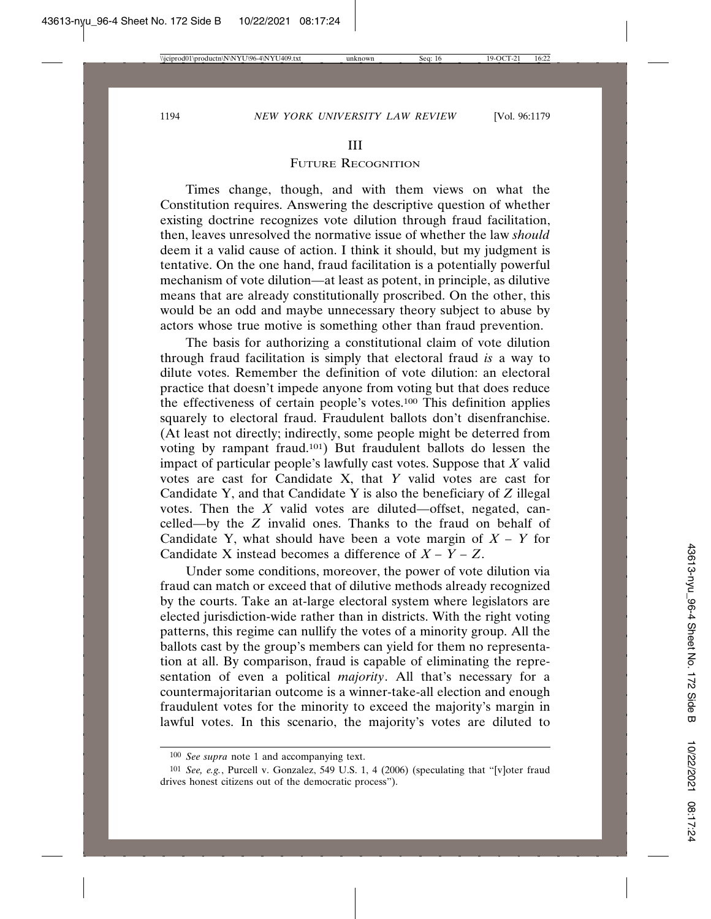# III

## Future Recognition

Times change, though, and with them views on what the Constitution requires. Answering the descriptive question of whether existing doctrine recognizes vote dilution through fraud facilitation, then, leaves unresolved the normative issue of whether the law *should* deem it a valid cause of action. I think it should, but my judgment is tentative. On the one hand, fraud facilitation is a potentially powerful mechanism of vote dilution—at least as potent, in principle, as dilutive means that are already constitutionally proscribed. On the other, this would be an odd and maybe unnecessary theory subject to abuse by actors whose true motive is something other than fraud prevention.

The basis for authorizing a constitutional claim of vote dilution through fraud facilitation is simply that electoral fraud *is* a way to dilute votes. Remember the definition of vote dilution: an electoral practice that doesn't impede anyone from voting but that does reduce the effectiveness of certain people's votes.[100] This definition applies squarely to electoral fraud. Fraudulent ballots don't disenfranchise. (At least not directly; indirectly, some people might be deterred from voting by rampant fraud.[101]) But fraudulent ballots do lessen the impact of particular people's lawfully cast votes. Suppose that $X$ valid votes are cast for Candidate X, that $Y$ valid votes are cast for Candidate Y, and that Candidate Y is also the beneficiary of $Z$ illegal votes. Then the $X$ valid votes are diluted—offset, negated, cancelled—by the $Z$ invalid ones. Thanks to the fraud on behalf of Candidate Y, what should have been a vote margin of $X - Y$ for Candidate X instead becomes a difference of $X - Y - Z$.

Under some conditions, moreover, the power of vote dilution via fraud can match or exceed that of dilutive methods already recognized by the courts. Take an at-large electoral system where legislators are elected jurisdiction-wide rather than in districts. With the right voting patterns, this regime can nullify the votes of a minority group. All the ballots cast by the group's members can yield for them no representation at all. By comparison, fraud is capable of eliminating the representation of even a political *majority*. All that's necessary for a countermajoritarian outcome is a winner-take-all election and enough fraudulent votes for the minority to exceed the majority's margin in lawful votes. In this scenario, the majority's votes are diluted to

---

[100] *See supra* note 1 and accompanying text.

[101] *See, e.g.*, Purcell v. Gonzalez, 549 U.S. 1, 4 (2006) (speculating that "[v]oter fraud drives honest citizens out of the democratic process").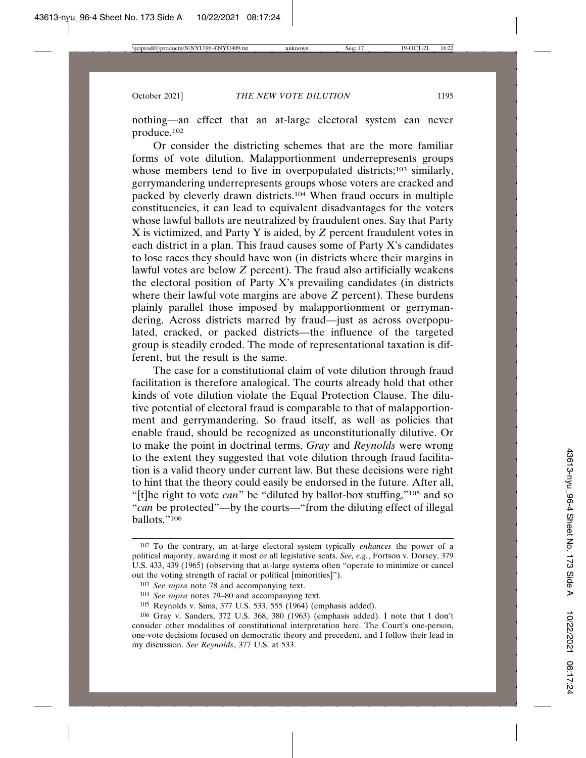nothing—an effect that an at-large electoral system can never produce.[102]

Or consider the districting schemes that are the more familiar forms of vote dilution. Malapportionment underrepresents groups whose members tend to live in overpopulated districts;[103] similarly, gerrymandering underrepresents groups whose voters are cracked and packed by cleverly drawn districts.[104] When fraud occurs in multiple constituencies, it can lead to equivalent disadvantages for the voters whose lawful ballots are neutralized by fraudulent ones. Say that Party X is victimized, and Party Y is aided, by *Z* percent fraudulent votes in each district in a plan. This fraud causes some of Party X's candidates to lose races they should have won (in districts where their margins in lawful votes are below *Z* percent). The fraud also artificially weakens the electoral position of Party X's prevailing candidates (in districts where their lawful vote margins are above *Z* percent). These burdens plainly parallel those imposed by malapportionment or gerrymandering. Across districts marred by fraud—just as across overpopulated, cracked, or packed districts—the influence of the targeted group is steadily eroded. The mode of representational taxation is different, but the result is the same.

The case for a constitutional claim of vote dilution through fraud facilitation is therefore analogical. The courts already hold that other kinds of vote dilution violate the Equal Protection Clause. The dilutive potential of electoral fraud is comparable to that of malapportionment and gerrymandering. So fraud itself, as well as policies that enable fraud, should be recognized as unconstitutionally dilutive. Or to make the point in doctrinal terms, *Gray* and *Reynolds* were wrong to the extent they suggested that vote dilution through fraud facilitation is a valid theory under current law. But these decisions were right to hint that the theory could easily be endorsed in the future. After all, "[t]he right to vote *can*" be "diluted by ballot-box stuffing,"[105] and so "*can* be protected"—by the courts—"from the diluting effect of illegal ballots."[106]

---

[102] To the contrary, an at-large electoral system typically *enhances* the power of a political majority, awarding it most or all legislative seats. *See, e.g.*, Fortson v. Dorsey, 379 U.S. 433, 439 (1965) (observing that at-large systems often "operate to minimize or cancel out the voting strength of racial or political [minorities]").

[103] *See supra* note 78 and accompanying text.

[104] *See supra* notes 79–80 and accompanying text.

[105] Reynolds v. Sims, 377 U.S. 533, 555 (1964) (emphasis added).

[106] Gray v. Sanders, 372 U.S. 368, 380 (1963) (emphasis added). I note that I don't consider other modalities of constitutional interpretation here. The Court's one-person, one-vote decisions focused on democratic theory and precedent, and I follow their lead in my discussion. *See Reynolds*, 377 U.S. at 533.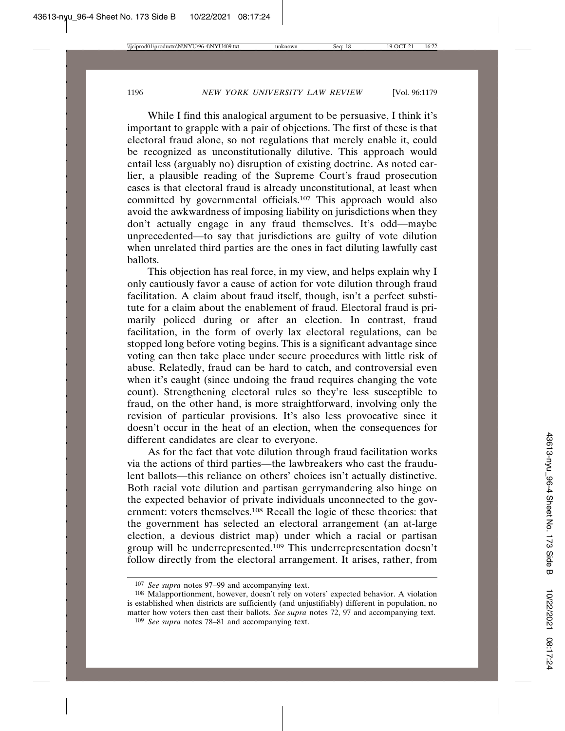While I find this analogical argument to be persuasive, I think it's important to grapple with a pair of objections. The first of these is that electoral fraud alone, so not regulations that merely enable it, could be recognized as unconstitutionally dilutive. This approach would entail less (arguably no) disruption of existing doctrine. As noted earlier, a plausible reading of the Supreme Court's fraud prosecution cases is that electoral fraud is already unconstitutional, at least when committed by governmental officials.[107] This approach would also avoid the awkwardness of imposing liability on jurisdictions when they don't actually engage in any fraud themselves. It's odd—maybe unprecedented—to say that jurisdictions are guilty of vote dilution when unrelated third parties are the ones in fact diluting lawfully cast ballots.

This objection has real force, in my view, and helps explain why I only cautiously favor a cause of action for vote dilution through fraud facilitation. A claim about fraud itself, though, isn't a perfect substitute for a claim about the enablement of fraud. Electoral fraud is primarily policed during or after an election. In contrast, fraud facilitation, in the form of overly lax electoral regulations, can be stopped long before voting begins. This is a significant advantage since voting can then take place under secure procedures with little risk of abuse. Relatedly, fraud can be hard to catch, and controversial even when it's caught (since undoing the fraud requires changing the vote count). Strengthening electoral rules so they're less susceptible to fraud, on the other hand, is more straightforward, involving only the revision of particular provisions. It's also less provocative since it doesn't occur in the heat of an election, when the consequences for different candidates are clear to everyone.

As for the fact that vote dilution through fraud facilitation works via the actions of third parties—the lawbreakers who cast the fraudulent ballots—this reliance on others' choices isn't actually distinctive. Both racial vote dilution and partisan gerrymandering also hinge on the expected behavior of private individuals unconnected to the government: voters themselves.[108] Recall the logic of these theories: that the government has selected an electoral arrangement (an at-large election, a devious district map) under which a racial or partisan group will be underrepresented.[109] This underrepresentation doesn't follow directly from the electoral arrangement. It arises, rather, from

---

[107] *See supra* notes 97–99 and accompanying text.

[108] Malapportionment, however, doesn't rely on voters' expected behavior. A violation is established when districts are sufficiently (and unjustifiably) different in population, no matter how voters then cast their ballots. *See supra* notes 72, 97 and accompanying text.

[109] *See supra* notes 78–81 and accompanying text.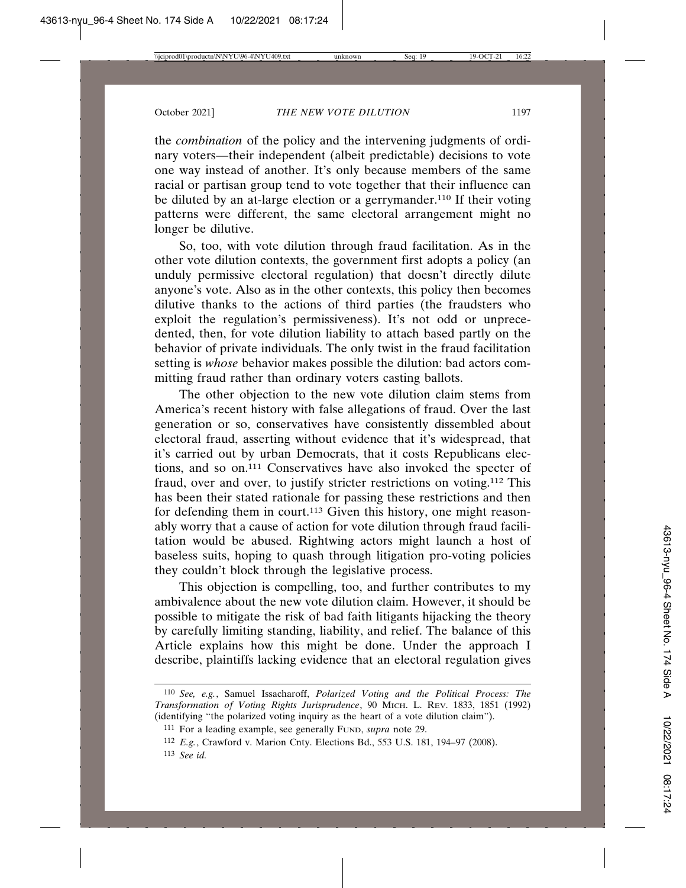the *combination* of the policy and the intervening judgments of ordinary voters—their independent (albeit predictable) decisions to vote one way instead of another. It's only because members of the same racial or partisan group tend to vote together that their influence can be diluted by an at-large election or a gerrymander.[110] If their voting patterns were different, the same electoral arrangement might no longer be dilutive.

So, too, with vote dilution through fraud facilitation. As in the other vote dilution contexts, the government first adopts a policy (an unduly permissive electoral regulation) that doesn't directly dilute anyone's vote. Also as in the other contexts, this policy then becomes dilutive thanks to the actions of third parties (the fraudsters who exploit the regulation's permissiveness). It's not odd or unprecedented, then, for vote dilution liability to attach based partly on the behavior of private individuals. The only twist in the fraud facilitation setting is *whose* behavior makes possible the dilution: bad actors committing fraud rather than ordinary voters casting ballots.

The other objection to the new vote dilution claim stems from America's recent history with false allegations of fraud. Over the last generation or so, conservatives have consistently dissembled about electoral fraud, asserting without evidence that it's widespread, that it's carried out by urban Democrats, that it costs Republicans elections, and so on.[111] Conservatives have also invoked the specter of fraud, over and over, to justify stricter restrictions on voting.[112] This has been their stated rationale for passing these restrictions and then for defending them in court.[113] Given this history, one might reasonably worry that a cause of action for vote dilution through fraud facilitation would be abused. Rightwing actors might launch a host of baseless suits, hoping to quash through litigation pro-voting policies they couldn't block through the legislative process.

This objection is compelling, too, and further contributes to my ambivalence about the new vote dilution claim. However, it should be possible to mitigate the risk of bad faith litigants hijacking the theory by carefully limiting standing, liability, and relief. The balance of this Article explains how this might be done. Under the approach I describe, plaintiffs lacking evidence that an electoral regulation gives

---

[110] *See, e.g.*, Samuel Issacharoff, *Polarized Voting and the Political Process: The Transformation of Voting Rights Jurisprudence*, 90 MICH. L. REV. 1833, 1851 (1992) (identifying "the polarized voting inquiry as the heart of a vote dilution claim").

[111] For a leading example, see generally FUND, *supra* note 29.

[112] *E.g.*, Crawford v. Marion Cnty. Elections Bd., 553 U.S. 181, 194–97 (2008).

[113] *See id.*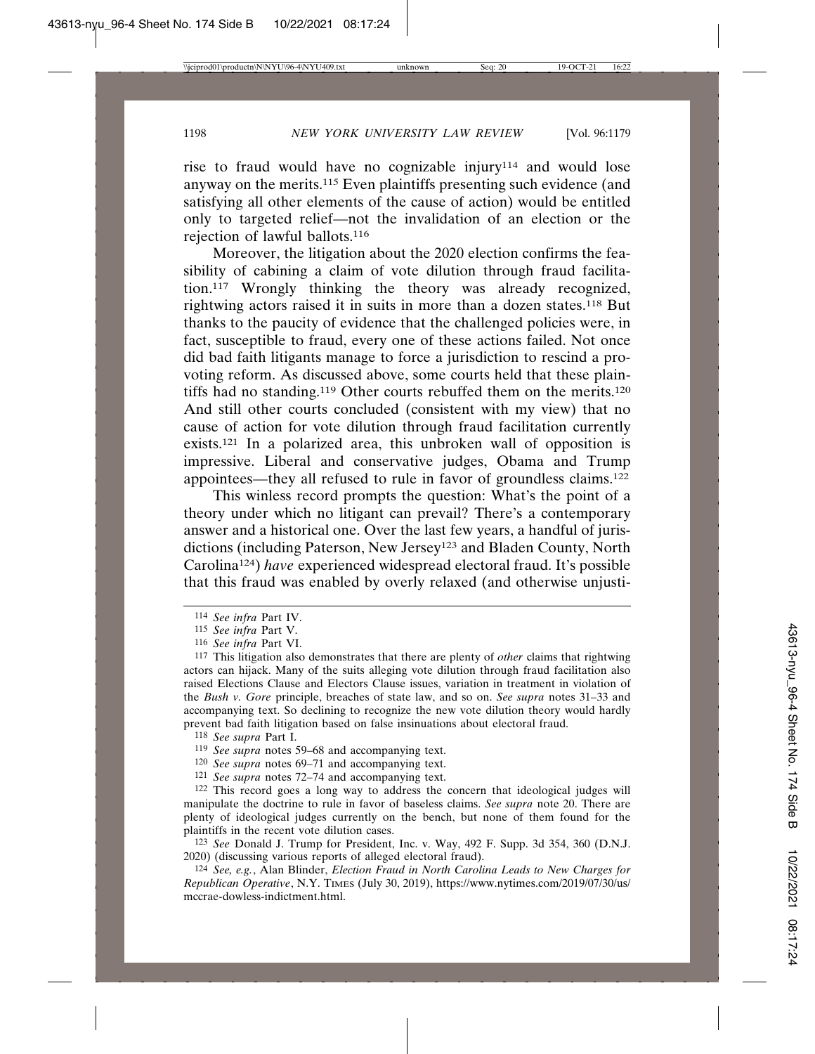rise to fraud would have no cognizable injury[114] and would lose anyway on the merits.[115] Even plaintiffs presenting such evidence (and satisfying all other elements of the cause of action) would be entitled only to targeted relief—not the invalidation of an election or the rejection of lawful ballots.[116]

Moreover, the litigation about the 2020 election confirms the feasibility of cabining a claim of vote dilution through fraud facilitation.[117] Wrongly thinking the theory was already recognized, rightwing actors raised it in suits in more than a dozen states.[118] But thanks to the paucity of evidence that the challenged policies were, in fact, susceptible to fraud, every one of these actions failed. Not once did bad faith litigants manage to force a jurisdiction to rescind a pro-voting reform. As discussed above, some courts held that these plaintiffs had no standing.[119] Other courts rebuffed them on the merits.[120] And still other courts concluded (consistent with my view) that no cause of action for vote dilution through fraud facilitation currently exists.[121] In a polarized area, this unbroken wall of opposition is impressive. Liberal and conservative judges, Obama and Trump appointees—they all refused to rule in favor of groundless claims.[122]

This winless record prompts the question: What's the point of a theory under which no litigant can prevail? There's a contemporary answer and a historical one. Over the last few years, a handful of jurisdictions (including Paterson, New Jersey[123] and Bladen County, North Carolina[124]) *have* experienced widespread electoral fraud. It's possible that this fraud was enabled by overly relaxed (and otherwise unjusti-

---

[114] *See infra* Part IV.

[115] *See infra* Part V.

[116] *See infra* Part VI.

[117] This litigation also demonstrates that there are plenty of *other* claims that rightwing actors can hijack. Many of the suits alleging vote dilution through fraud facilitation also raised Elections Clause and Electors Clause issues, variation in treatment in violation of the *Bush v. Gore* principle, breaches of state law, and so on. *See supra* notes 31–33 and accompanying text. So declining to recognize the new vote dilution theory would hardly prevent bad faith litigation based on false insinuations about electoral fraud.

[118] *See supra* Part I.

[119] *See supra* notes 59–68 and accompanying text.

[120] *See supra* notes 69–71 and accompanying text.

[121] *See supra* notes 72–74 and accompanying text.

[122] This record goes a long way to address the concern that ideological judges will manipulate the doctrine to rule in favor of baseless claims. *See supra* note 20. There are plenty of ideological judges currently on the bench, but none of them found for the plaintiffs in the recent vote dilution cases.

[123] *See* Donald J. Trump for President, Inc. v. Way, 492 F. Supp. 3d 354, 360 (D.N.J. 2020) (discussing various reports of alleged electoral fraud).

[124] *See, e.g.*, Alan Blinder, *Election Fraud in North Carolina Leads to New Charges for Republican Operative*, N.Y. TIMES (July 30, 2019), https://www.nytimes.com/2019/07/30/us/mccrae-dowless-indictment.html.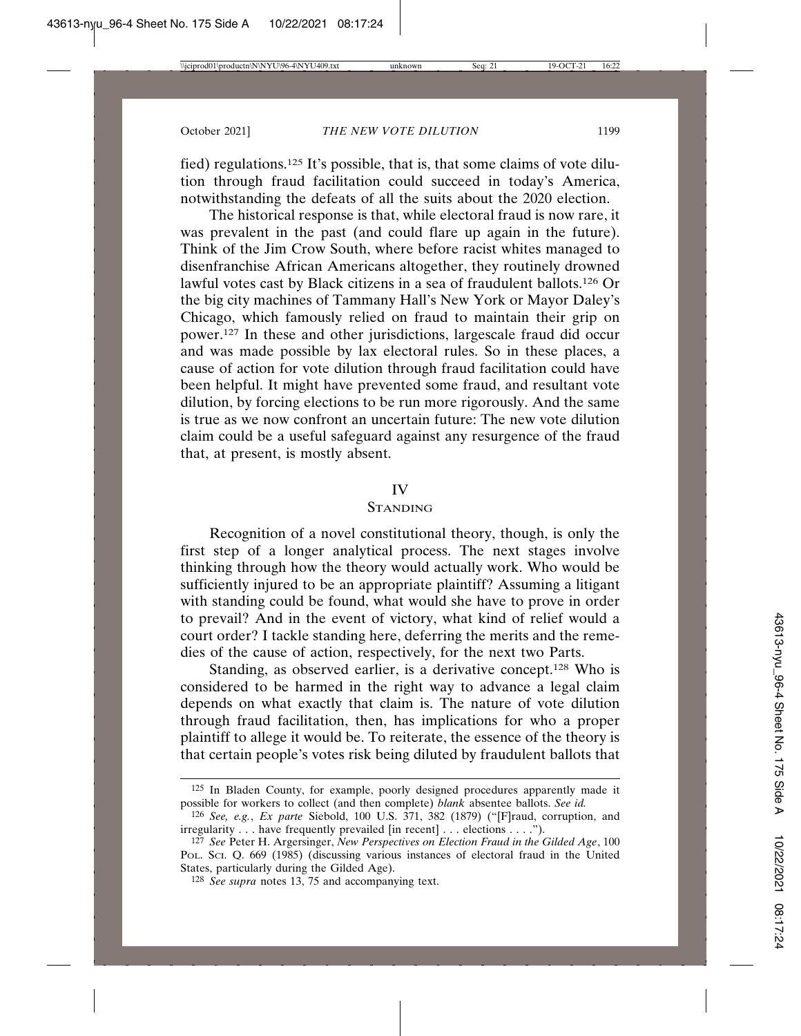fied) regulations.[125] It's possible, that is, that some claims of vote dilution through fraud facilitation could succeed in today's America, notwithstanding the defeats of all the suits about the 2020 election.

The historical response is that, while electoral fraud is now rare, it was prevalent in the past (and could flare up again in the future). Think of the Jim Crow South, where before racist whites managed to disenfranchise African Americans altogether, they routinely drowned lawful votes cast by Black citizens in a sea of fraudulent ballots.[126] Or the big city machines of Tammany Hall's New York or Mayor Daley's Chicago, which famously relied on fraud to maintain their grip on power.[127] In these and other jurisdictions, largescale fraud did occur and was made possible by lax electoral rules. So in these places, a cause of action for vote dilution through fraud facilitation could have been helpful. It might have prevented some fraud, and resultant vote dilution, by forcing elections to be run more rigorously. And the same is true as we now confront an uncertain future: The new vote dilution claim could be a useful safeguard against any resurgence of the fraud that, at present, is mostly absent.

## IV
## STANDING

Recognition of a novel constitutional theory, though, is only the first step of a longer analytical process. The next stages involve thinking through how the theory would actually work. Who would be sufficiently injured to be an appropriate plaintiff? Assuming a litigant with standing could be found, what would she have to prove in order to prevail? And in the event of victory, what kind of relief would a court order? I tackle standing here, deferring the merits and the remedies of the cause of action, respectively, for the next two Parts.

Standing, as observed earlier, is a derivative concept.[128] Who is considered to be harmed in the right way to advance a legal claim depends on what exactly that claim is. The nature of vote dilution through fraud facilitation, then, has implications for who a proper plaintiff to allege it would be. To reiterate, the essence of the theory is that certain people's votes risk being diluted by fraudulent ballots that

---

[125] In Bladen County, for example, poorly designed procedures apparently made it possible for workers to collect (and then complete) *blank* absentee ballots. *See id.*

[126] *See, e.g.*, *Ex parte* Siebold, 100 U.S. 371, 382 (1879) ("[F]raud, corruption, and irregularity . . . have frequently prevailed [in recent] . . . elections . . . .").

[127] *See* Peter H. Argersinger, *New Perspectives on Election Fraud in the Gilded Age*, 100 POL. SCI. Q. 669 (1985) (discussing various instances of electoral fraud in the United States, particularly during the Gilded Age).

[128] *See supra* notes 13, 75 and accompanying text.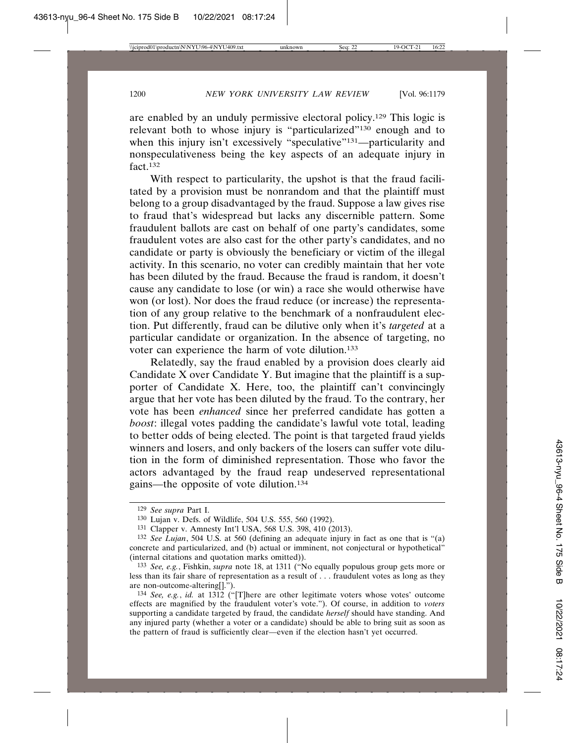are enabled by an unduly permissive electoral policy.[129] This logic is relevant both to whose injury is "particularized"[130] enough and to when this injury isn't excessively "speculative"[131]—particularity and nonspeculativeness being the key aspects of an adequate injury in fact.[132]

With respect to particularity, the upshot is that the fraud facilitated by a provision must be nonrandom and that the plaintiff must belong to a group disadvantaged by the fraud. Suppose a law gives rise to fraud that's widespread but lacks any discernible pattern. Some fraudulent ballots are cast on behalf of one party's candidates, some fraudulent votes are also cast for the other party's candidates, and no candidate or party is obviously the beneficiary or victim of the illegal activity. In this scenario, no voter can credibly maintain that her vote has been diluted by the fraud. Because the fraud is random, it doesn't cause any candidate to lose (or win) a race she would otherwise have won (or lost). Nor does the fraud reduce (or increase) the representation of any group relative to the benchmark of a nonfraudulent election. Put differently, fraud can be dilutive only when it's *targeted* at a particular candidate or organization. In the absence of targeting, no voter can experience the harm of vote dilution.[133]

Relatedly, say the fraud enabled by a provision does clearly aid Candidate X over Candidate Y. But imagine that the plaintiff is a supporter of Candidate X. Here, too, the plaintiff can't convincingly argue that her vote has been diluted by the fraud. To the contrary, her vote has been *enhanced* since her preferred candidate has gotten a *boost*: illegal votes padding the candidate's lawful vote total, leading to better odds of being elected. The point is that targeted fraud yields winners and losers, and only backers of the losers can suffer vote dilution in the form of diminished representation. Those who favor the actors advantaged by the fraud reap undeserved representational gains—the opposite of vote dilution.[134]

---

[129] *See supra* Part I.

[130] Lujan v. Defs. of Wildlife, 504 U.S. 555, 560 (1992).

[131] Clapper v. Amnesty Int'l USA, 568 U.S. 398, 410 (2013).

[132] *See Lujan*, 504 U.S. at 560 (defining an adequate injury in fact as one that is "(a) concrete and particularized, and (b) actual or imminent, not conjectural or hypothetical" (internal citations and quotation marks omitted)).

[133] *See, e.g.*, Fishkin, *supra* note 18, at 1311 ("No equally populous group gets more or less than its fair share of representation as a result of . . . fraudulent votes as long as they are non-outcome-altering[].").

[134] *See, e.g.*, *id.* at 1312 ("[T]here are other legitimate voters whose votes' outcome effects are magnified by the fraudulent voter's vote."). Of course, in addition to *voters* supporting a candidate targeted by fraud, the candidate *herself* should have standing. And any injured party (whether a voter or a candidate) should be able to bring suit as soon as the pattern of fraud is sufficiently clear—even if the election hasn't yet occurred.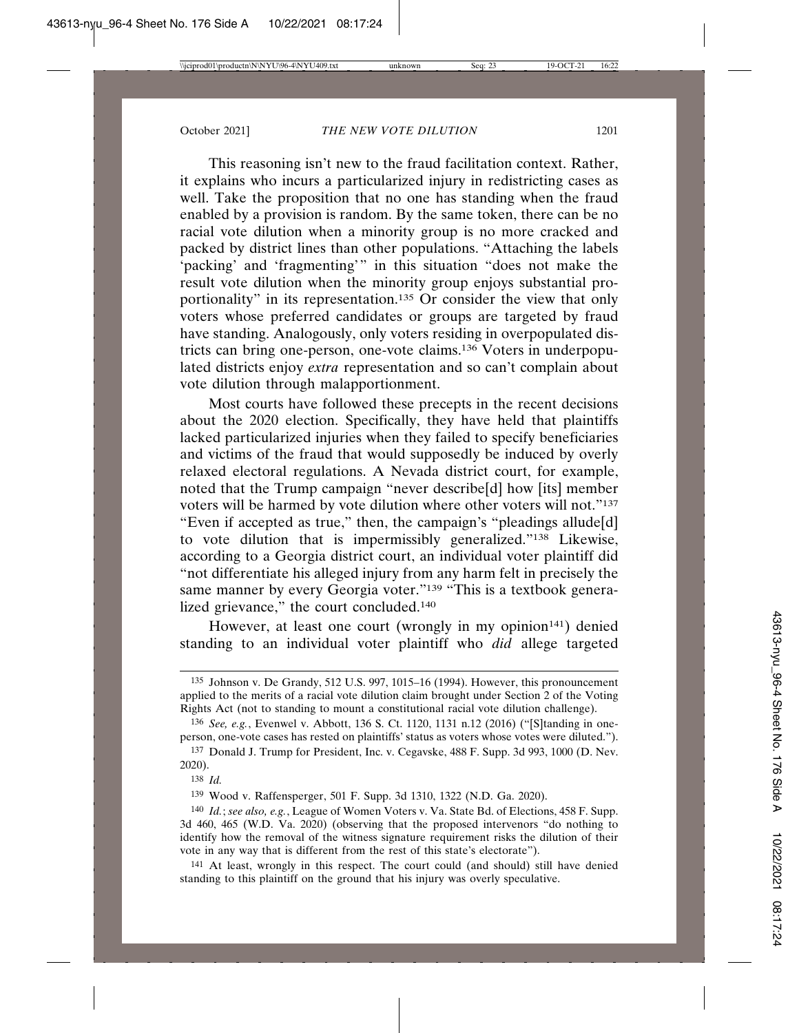This reasoning isn't new to the fraud facilitation context. Rather, it explains who incurs a particularized injury in redistricting cases as well. Take the proposition that no one has standing when the fraud enabled by a provision is random. By the same token, there can be no racial vote dilution when a minority group is no more cracked and packed by district lines than other populations. "Attaching the labels 'packing' and 'fragmenting'" in this situation "does not make the result vote dilution when the minority group enjoys substantial proportionality" in its representation.[135] Or consider the view that only voters whose preferred candidates or groups are targeted by fraud have standing. Analogously, only voters residing in overpopulated districts can bring one-person, one-vote claims.[136] Voters in underpopulated districts enjoy *extra* representation and so can't complain about vote dilution through malapportionment.

Most courts have followed these precepts in the recent decisions about the 2020 election. Specifically, they have held that plaintiffs lacked particularized injuries when they failed to specify beneficiaries and victims of the fraud that would supposedly be induced by overly relaxed electoral regulations. A Nevada district court, for example, noted that the Trump campaign "never describe[d] how [its] member voters will be harmed by vote dilution where other voters will not."[137] "Even if accepted as true," then, the campaign's "pleadings allude[d] to vote dilution that is impermissibly generalized."[138] Likewise, according to a Georgia district court, an individual voter plaintiff did "not differentiate his alleged injury from any harm felt in precisely the same manner by every Georgia voter."[139] "This is a textbook generalized grievance," the court concluded.[140]

However, at least one court (wrongly in my opinion[141]) denied standing to an individual voter plaintiff who *did* allege targeted

---

135 Johnson v. De Grandy, 512 U.S. 997, 1015–16 (1994). However, this pronouncement applied to the merits of a racial vote dilution claim brought under Section 2 of the Voting Rights Act (not to standing to mount a constitutional racial vote dilution challenge).

136 *See, e.g.*, Evenwel v. Abbott, 136 S. Ct. 1120, 1131 n.12 (2016) ("[S]tanding in one-person, one-vote cases has rested on plaintiffs' status as voters whose votes were diluted.").

137 Donald J. Trump for President, Inc. v. Cegavske, 488 F. Supp. 3d 993, 1000 (D. Nev. 2020).

138 *Id.*

139 Wood v. Raffensperger, 501 F. Supp. 3d 1310, 1322 (N.D. Ga. 2020).

140 *Id.*; *see also, e.g.*, League of Women Voters v. Va. State Bd. of Elections, 458 F. Supp. 3d 460, 465 (W.D. Va. 2020) (observing that the proposed intervenors "do nothing to identify how the removal of the witness signature requirement risks the dilution of their vote in any way that is different from the rest of this state's electorate").

141 At least, wrongly in this respect. The court could (and should) still have denied standing to this plaintiff on the ground that his injury was overly speculative.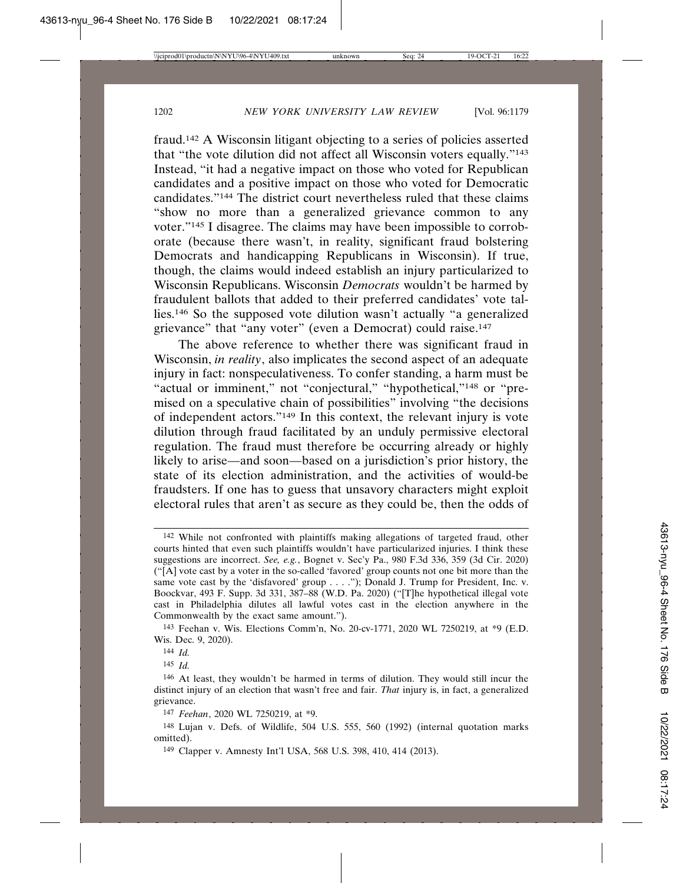fraud.[142] A Wisconsin litigant objecting to a series of policies asserted that "the vote dilution did not affect all Wisconsin voters equally."[143] Instead, "it had a negative impact on those who voted for Republican candidates and a positive impact on those who voted for Democratic candidates."[144] The district court nevertheless ruled that these claims "show no more than a generalized grievance common to any voter."[145] I disagree. The claims may have been impossible to corroborate (because there wasn't, in reality, significant fraud bolstering Democrats and handicapping Republicans in Wisconsin). If true, though, the claims would indeed establish an injury particularized to Wisconsin Republicans. Wisconsin *Democrats* wouldn't be harmed by fraudulent ballots that added to their preferred candidates' vote tallies.[146] So the supposed vote dilution wasn't actually "a generalized grievance" that "any voter" (even a Democrat) could raise.[147]

The above reference to whether there was significant fraud in Wisconsin, *in reality*, also implicates the second aspect of an adequate injury in fact: nonspeculativeness. To confer standing, a harm must be "actual or imminent," not "conjectural," "hypothetical,"[148] or "premised on a speculative chain of possibilities" involving "the decisions of independent actors."[149] In this context, the relevant injury is vote dilution through fraud facilitated by an unduly permissive electoral regulation. The fraud must therefore be occurring already or highly likely to arise—and soon—based on a jurisdiction's prior history, the state of its election administration, and the activities of would-be fraudsters. If one has to guess that unsavory characters might exploit electoral rules that aren't as secure as they could be, then the odds of

---

[142] While not confronted with plaintiffs making allegations of targeted fraud, other courts hinted that even such plaintiffs wouldn't have particularized injuries. I think these suggestions are incorrect. *See, e.g.*, Bognet v. Sec'y Pa., 980 F.3d 336, 359 (3d Cir. 2020) ("[A] vote cast by a voter in the so-called 'favored' group counts not one bit more than the same vote cast by the 'disfavored' group . . . ."); Donald J. Trump for President, Inc. v. Boockvar, 493 F. Supp. 3d 331, 387–88 (W.D. Pa. 2020) ("[T]he hypothetical illegal vote cast in Philadelphia dilutes all lawful votes cast in the election anywhere in the Commonwealth by the exact same amount.").

[143] Feehan v. Wis. Elections Comm'n, No. 20-cv-1771, 2020 WL 7250219, at *9 (E.D. Wis. Dec. 9, 2020).

[144] *Id.*

[145] *Id.*

[146] At least, they wouldn't be harmed in terms of dilution. They would still incur the distinct injury of an election that wasn't free and fair. *That* injury is, in fact, a generalized grievance.

[147] *Feehan*, 2020 WL 7250219, at *9.

[148] Lujan v. Defs. of Wildlife, 504 U.S. 555, 560 (1992) (internal quotation marks omitted).

[149] Clapper v. Amnesty Int'l USA, 568 U.S. 398, 410, 414 (2013).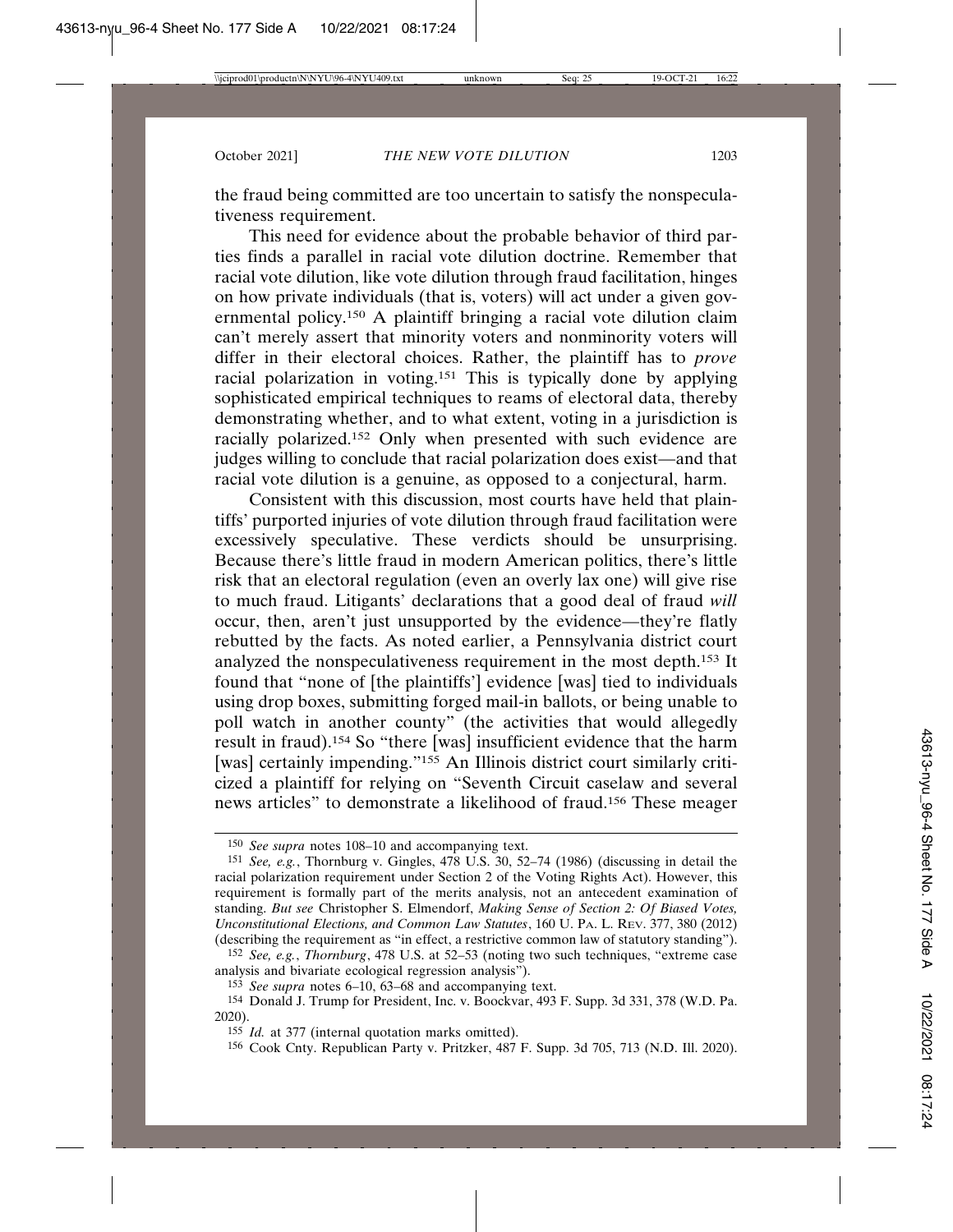the fraud being committed are too uncertain to satisfy the nonspeculativeness requirement.

This need for evidence about the probable behavior of third parties finds a parallel in racial vote dilution doctrine. Remember that racial vote dilution, like vote dilution through fraud facilitation, hinges on how private individuals (that is, voters) will act under a given governmental policy.[150] A plaintiff bringing a racial vote dilution claim can't merely assert that minority voters and nonminority voters will differ in their electoral choices. Rather, the plaintiff has to *prove* racial polarization in voting.[151] This is typically done by applying sophisticated empirical techniques to reams of electoral data, thereby demonstrating whether, and to what extent, voting in a jurisdiction is racially polarized.[152] Only when presented with such evidence are judges willing to conclude that racial polarization does exist—and that racial vote dilution is a genuine, as opposed to a conjectural, harm.

Consistent with this discussion, most courts have held that plaintiffs' purported injuries of vote dilution through fraud facilitation were excessively speculative. These verdicts should be unsurprising. Because there's little fraud in modern American politics, there's little risk that an electoral regulation (even an overly lax one) will give rise to much fraud. Litigants' declarations that a good deal of fraud *will* occur, then, aren't just unsupported by the evidence—they're flatly rebutted by the facts. As noted earlier, a Pennsylvania district court analyzed the nonspeculativeness requirement in the most depth.[153] It found that "none of [the plaintiffs'] evidence [was] tied to individuals using drop boxes, submitting forged mail-in ballots, or being unable to poll watch in another county" (the activities that would allegedly result in fraud).[154] So "there [was] insufficient evidence that the harm [was] certainly impending."[155] An Illinois district court similarly criticized a plaintiff for relying on "Seventh Circuit caselaw and several news articles" to demonstrate a likelihood of fraud.[156] These meager

---

150 *See supra* notes 108–10 and accompanying text.

151 *See, e.g.*, Thornburg v. Gingles, 478 U.S. 30, 52–74 (1986) (discussing in detail the racial polarization requirement under Section 2 of the Voting Rights Act). However, this requirement is formally part of the merits analysis, not an antecedent examination of standing. *But see* Christopher S. Elmendorf, *Making Sense of Section 2: Of Biased Votes, Unconstitutional Elections, and Common Law Statutes*, 160 U. PA. L. REV. 377, 380 (2012) (describing the requirement as "in effect, a restrictive common law of statutory standing").

152 *See, e.g.*, *Thornburg*, 478 U.S. at 52–53 (noting two such techniques, "extreme case analysis and bivariate ecological regression analysis").

153 *See supra* notes 6–10, 63–68 and accompanying text.

154 Donald J. Trump for President, Inc. v. Boockvar, 493 F. Supp. 3d 331, 378 (W.D. Pa. 2020).

155 *Id.* at 377 (internal quotation marks omitted).

156 Cook Cnty. Republican Party v. Pritzker, 487 F. Supp. 3d 705, 713 (N.D. Ill. 2020).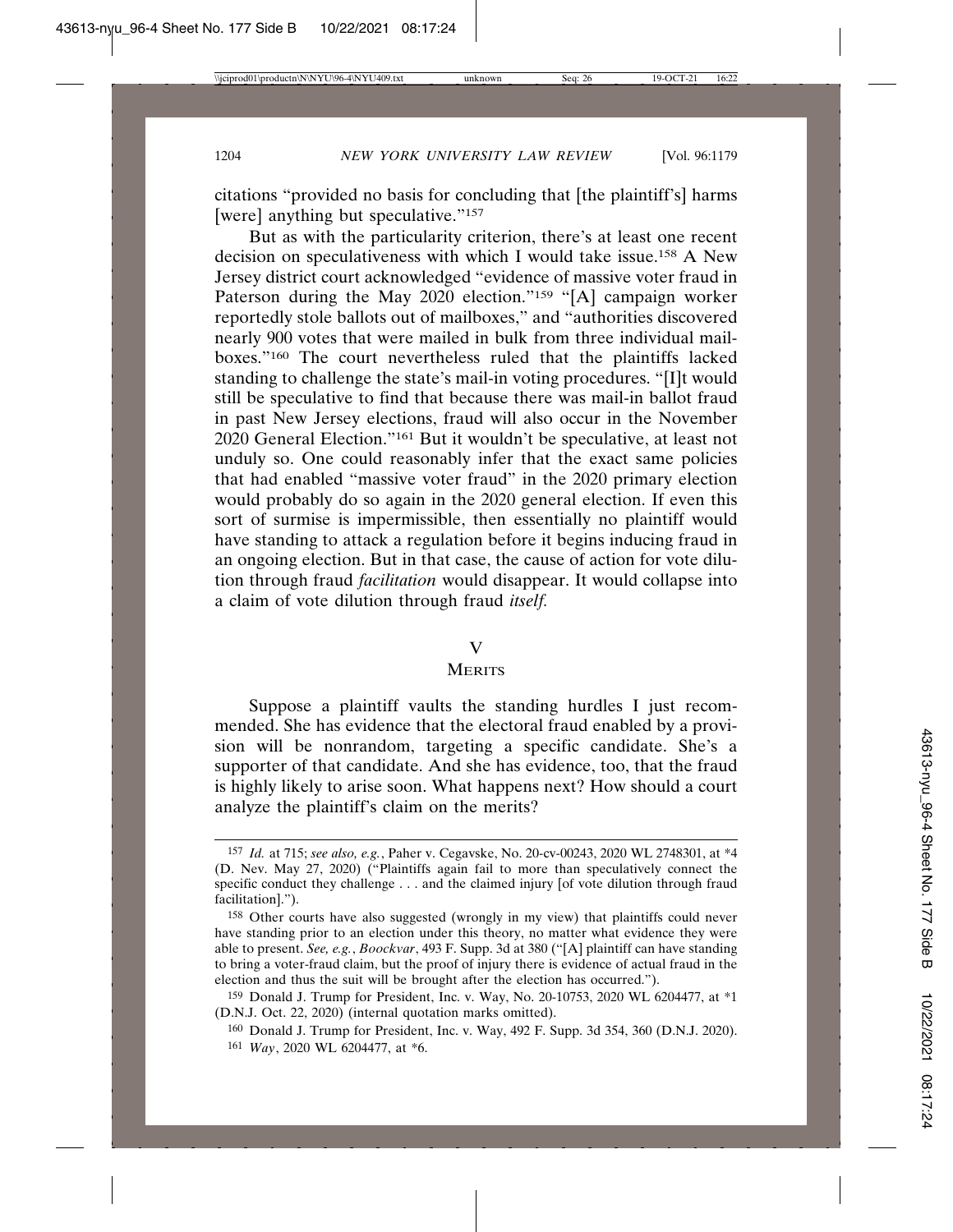citations "provided no basis for concluding that [the plaintiff's] harms [were] anything but speculative."[157]

But as with the particularity criterion, there's at least one recent decision on speculativeness with which I would take issue.[158] A New Jersey district court acknowledged "evidence of massive voter fraud in Paterson during the May 2020 election."[159] "[A] campaign worker reportedly stole ballots out of mailboxes," and "authorities discovered nearly 900 votes that were mailed in bulk from three individual mailboxes."[160] The court nevertheless ruled that the plaintiffs lacked standing to challenge the state's mail-in voting procedures. "[I]t would still be speculative to find that because there was mail-in ballot fraud in past New Jersey elections, fraud will also occur in the November 2020 General Election."[161] But it wouldn't be speculative, at least not unduly so. One could reasonably infer that the exact same policies that had enabled "massive voter fraud" in the 2020 primary election would probably do so again in the 2020 general election. If even this sort of surmise is impermissible, then essentially no plaintiff would have standing to attack a regulation before it begins inducing fraud in an ongoing election. But in that case, the cause of action for vote dilution through fraud *facilitation* would disappear. It would collapse into a claim of vote dilution through fraud *itself*.

## V
## MERITS

Suppose a plaintiff vaults the standing hurdles I just recommended. She has evidence that the electoral fraud enabled by a provision will be nonrandom, targeting a specific candidate. She's a supporter of that candidate. And she has evidence, too, that the fraud is highly likely to arise soon. What happens next? How should a court analyze the plaintiff's claim on the merits?

---

[157] *Id.* at 715; *see also, e.g.*, Paher v. Cegavske, No. 20-cv-00243, 2020 WL 2748301, at *4 (D. Nev. May 27, 2020) ("Plaintiffs again fail to more than speculatively connect the specific conduct they challenge . . . and the claimed injury [of vote dilution through fraud facilitation].").

[158] Other courts have also suggested (wrongly in my view) that plaintiffs could never have standing prior to an election under this theory, no matter what evidence they were able to present. *See, e.g.*, *Boockvar*, 493 F. Supp. 3d at 380 ("[A] plaintiff can have standing to bring a voter-fraud claim, but the proof of injury there is evidence of actual fraud in the election and thus the suit will be brought after the election has occurred.").

[159] Donald J. Trump for President, Inc. v. Way, No. 20-10753, 2020 WL 6204477, at *1 (D.N.J. Oct. 22, 2020) (internal quotation marks omitted).

[160] Donald J. Trump for President, Inc. v. Way, 492 F. Supp. 3d 354, 360 (D.N.J. 2020).

[161] *Way*, 2020 WL 6204477, at *6.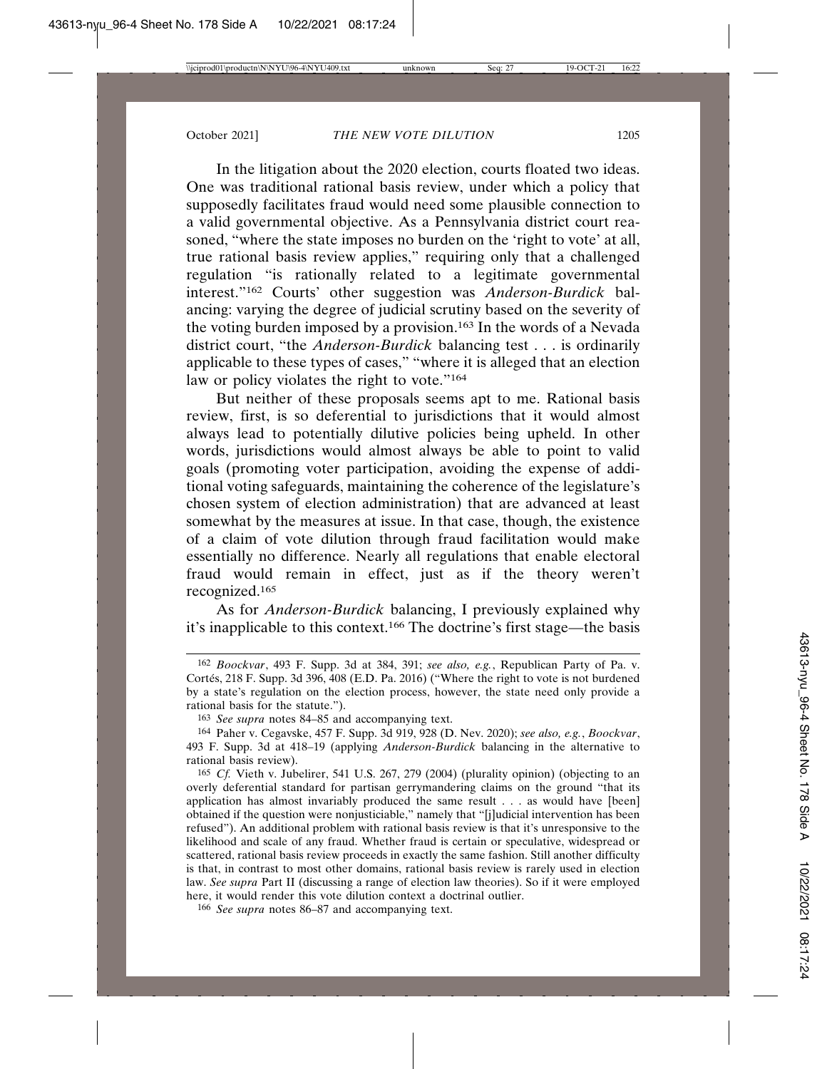In the litigation about the 2020 election, courts floated two ideas. One was traditional rational basis review, under which a policy that supposedly facilitates fraud would need some plausible connection to a valid governmental objective. As a Pennsylvania district court reasoned, "where the state imposes no burden on the 'right to vote' at all, true rational basis review applies," requiring only that a challenged regulation "is rationally related to a legitimate governmental interest."[162] Courts' other suggestion was *Anderson-Burdick* balancing: varying the degree of judicial scrutiny based on the severity of the voting burden imposed by a provision.[163] In the words of a Nevada district court, "the *Anderson-Burdick* balancing test . . . is ordinarily applicable to these types of cases," "where it is alleged that an election law or policy violates the right to vote."[164]

But neither of these proposals seems apt to me. Rational basis review, first, is so deferential to jurisdictions that it would almost always lead to potentially dilutive policies being upheld. In other words, jurisdictions would almost always be able to point to valid goals (promoting voter participation, avoiding the expense of additional voting safeguards, maintaining the coherence of the legislature's chosen system of election administration) that are advanced at least somewhat by the measures at issue. In that case, though, the existence of a claim of vote dilution through fraud facilitation would make essentially no difference. Nearly all regulations that enable electoral fraud would remain in effect, just as if the theory weren't recognized.[165]

As for *Anderson-Burdick* balancing, I previously explained why it's inapplicable to this context.[166] The doctrine's first stage—the basis

---

[162] *Boockvar*, 493 F. Supp. 3d at 384, 391; *see also, e.g.*, Republican Party of Pa. v. Cortés, 218 F. Supp. 3d 396, 408 (E.D. Pa. 2016) ("Where the right to vote is not burdened by a state's regulation on the election process, however, the state need only provide a rational basis for the statute.").

[163] *See supra* notes 84–85 and accompanying text.

[164] Paher v. Cegavske, 457 F. Supp. 3d 919, 928 (D. Nev. 2020); *see also, e.g.*, *Boockvar*, 493 F. Supp. 3d at 418–19 (applying *Anderson-Burdick* balancing in the alternative to rational basis review).

[165] *Cf.* Vieth v. Jubelirer, 541 U.S. 267, 279 (2004) (plurality opinion) (objecting to an overly deferential standard for partisan gerrymandering claims on the ground "that its application has almost invariably produced the same result . . . as would have [been] obtained if the question were nonjusticiable," namely that "[j]udicial intervention has been refused"). An additional problem with rational basis review is that it's unresponsive to the likelihood and scale of any fraud. Whether fraud is certain or speculative, widespread or scattered, rational basis review proceeds in exactly the same fashion. Still another difficulty is that, in contrast to most other domains, rational basis review is rarely used in election law. *See supra* Part II (discussing a range of election law theories). So if it were employed here, it would render this vote dilution context a doctrinal outlier.

[166] *See supra* notes 86–87 and accompanying text.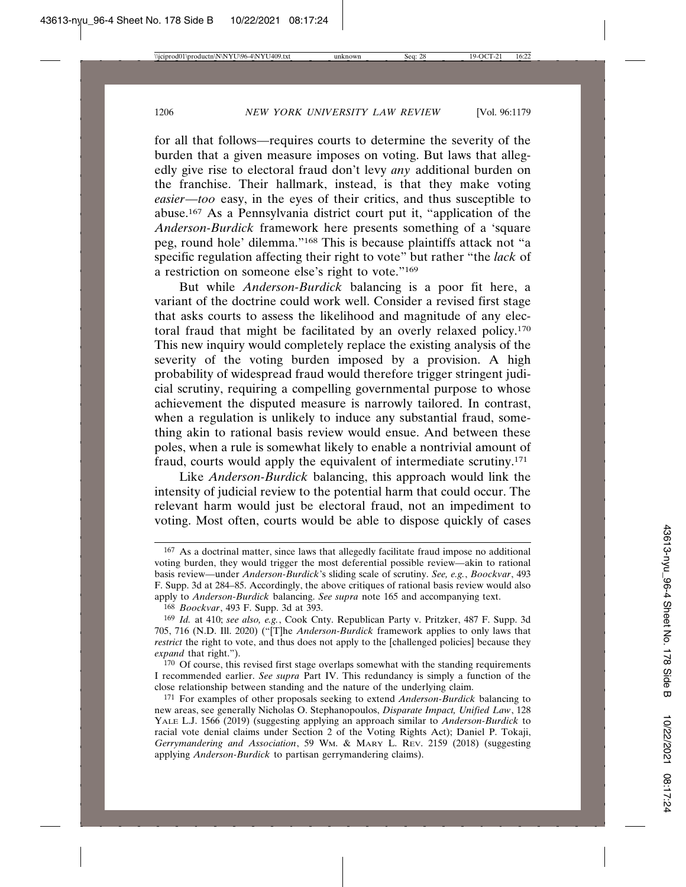for all that follows—requires courts to determine the severity of the burden that a given measure imposes on voting. But laws that allegedly give rise to electoral fraud don't levy *any* additional burden on the franchise. Their hallmark, instead, is that they make voting *easier*—*too* easy, in the eyes of their critics, and thus susceptible to abuse.[167] As a Pennsylvania district court put it, "application of the *Anderson-Burdick* framework here presents something of a 'square peg, round hole' dilemma."[168] This is because plaintiffs attack not "a specific regulation affecting their right to vote" but rather "the *lack* of a restriction on someone else's right to vote."[169]

But while *Anderson-Burdick* balancing is a poor fit here, a variant of the doctrine could work well. Consider a revised first stage that asks courts to assess the likelihood and magnitude of any electoral fraud that might be facilitated by an overly relaxed policy.[170] This new inquiry would completely replace the existing analysis of the severity of the voting burden imposed by a provision. A high probability of widespread fraud would therefore trigger stringent judicial scrutiny, requiring a compelling governmental purpose to whose achievement the disputed measure is narrowly tailored. In contrast, when a regulation is unlikely to induce any substantial fraud, something akin to rational basis review would ensue. And between these poles, when a rule is somewhat likely to enable a nontrivial amount of fraud, courts would apply the equivalent of intermediate scrutiny.[171]

Like *Anderson-Burdick* balancing, this approach would link the intensity of judicial review to the potential harm that could occur. The relevant harm would just be electoral fraud, not an impediment to voting. Most often, courts would be able to dispose quickly of cases

---

[167] As a doctrinal matter, since laws that allegedly facilitate fraud impose no additional voting burden, they would trigger the most deferential possible review—akin to rational basis review—under *Anderson-Burdick*'s sliding scale of scrutiny. *See, e.g.*, *Boockvar*, 493 F. Supp. 3d at 284–85. Accordingly, the above critiques of rational basis review would also apply to *Anderson-Burdick* balancing. *See supra* note 165 and accompanying text.

[168] *Boockvar*, 493 F. Supp. 3d at 393.

[169] *Id.* at 410; *see also, e.g.*, Cook Cnty. Republican Party v. Pritzker, 487 F. Supp. 3d 705, 716 (N.D. Ill. 2020) ("[T]he *Anderson-Burdick* framework applies to only laws that *restrict* the right to vote, and thus does not apply to the [challenged policies] because they *expand* that right.").

[170] Of course, this revised first stage overlaps somewhat with the standing requirements I recommended earlier. *See supra* Part IV. This redundancy is simply a function of the close relationship between standing and the nature of the underlying claim.

[171] For examples of other proposals seeking to extend *Anderson-Burdick* balancing to new areas, see generally Nicholas O. Stephanopoulos, *Disparate Impact, Unified Law*, 128 YALE L.J. 1566 (2019) (suggesting applying an approach similar to *Anderson-Burdick* to racial vote denial claims under Section 2 of the Voting Rights Act); Daniel P. Tokaji, *Gerrymandering and Association*, 59 WM. & MARY L. REV. 2159 (2018) (suggesting applying *Anderson-Burdick* to partisan gerrymandering claims).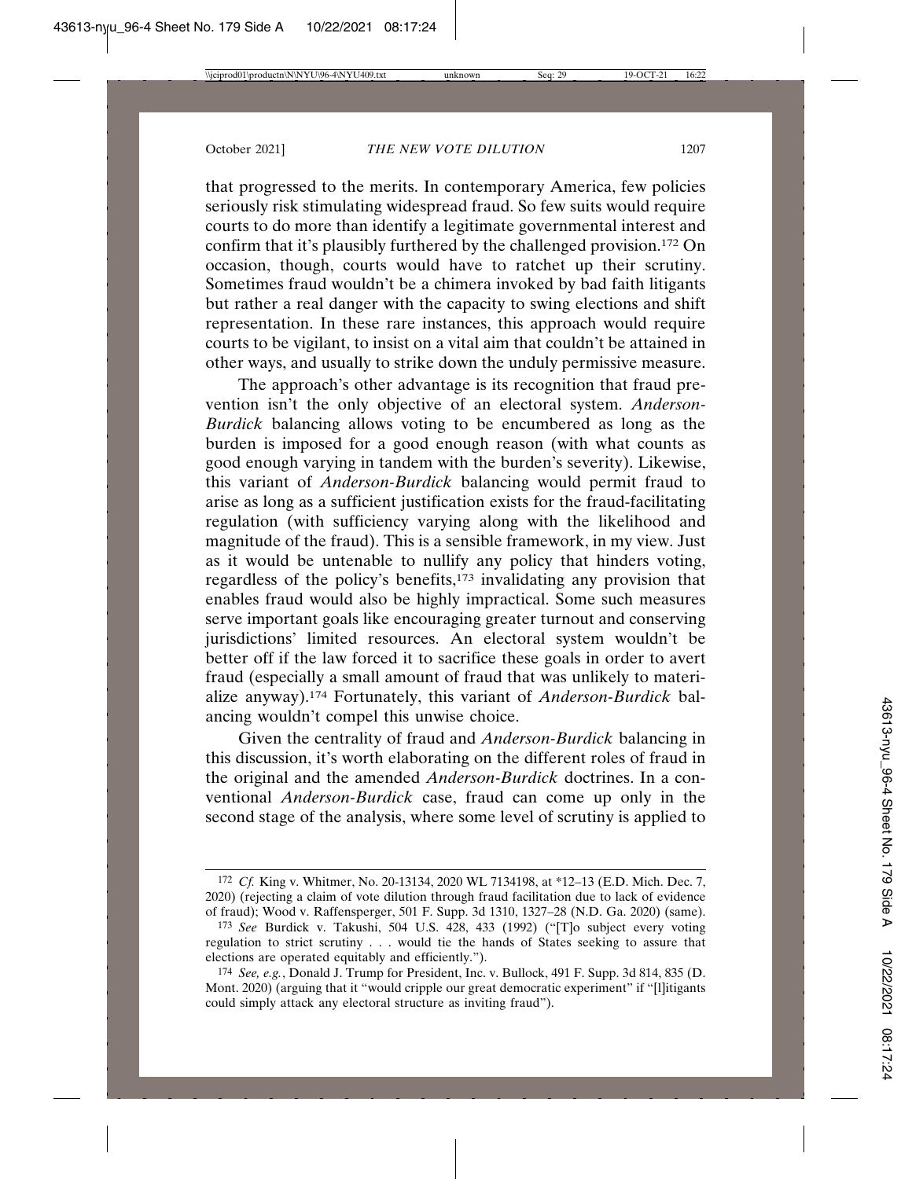that progressed to the merits. In contemporary America, few policies seriously risk stimulating widespread fraud. So few suits would require courts to do more than identify a legitimate governmental interest and confirm that it's plausibly furthered by the challenged provision.[172] On occasion, though, courts would have to ratchet up their scrutiny. Sometimes fraud wouldn't be a chimera invoked by bad faith litigants but rather a real danger with the capacity to swing elections and shift representation. In these rare instances, this approach would require courts to be vigilant, to insist on a vital aim that couldn't be attained in other ways, and usually to strike down the unduly permissive measure.

The approach's other advantage is its recognition that fraud prevention isn't the only objective of an electoral system. *Anderson-Burdick* balancing allows voting to be encumbered as long as the burden is imposed for a good enough reason (with what counts as good enough varying in tandem with the burden's severity). Likewise, this variant of *Anderson-Burdick* balancing would permit fraud to arise as long as a sufficient justification exists for the fraud-facilitating regulation (with sufficiency varying along with the likelihood and magnitude of the fraud). This is a sensible framework, in my view. Just as it would be untenable to nullify any policy that hinders voting, regardless of the policy's benefits,[173] invalidating any provision that enables fraud would also be highly impractical. Some such measures serve important goals like encouraging greater turnout and conserving jurisdictions' limited resources. An electoral system wouldn't be better off if the law forced it to sacrifice these goals in order to avert fraud (especially a small amount of fraud that was unlikely to materialize anyway).[174] Fortunately, this variant of *Anderson-Burdick* balancing wouldn't compel this unwise choice.

Given the centrality of fraud and *Anderson-Burdick* balancing in this discussion, it's worth elaborating on the different roles of fraud in the original and the amended *Anderson-Burdick* doctrines. In a conventional *Anderson-Burdick* case, fraud can come up only in the second stage of the analysis, where some level of scrutiny is applied to

---

[172] *Cf.* King v. Whitmer, No. 20-13134, 2020 WL 7134198, at *12–13 (E.D. Mich. Dec. 7, 2020) (rejecting a claim of vote dilution through fraud facilitation due to lack of evidence of fraud); Wood v. Raffensperger, 501 F. Supp. 3d 1310, 1327–28 (N.D. Ga. 2020) (same).

[173] *See* Burdick v. Takushi, 504 U.S. 428, 433 (1992) ("[T]o subject every voting regulation to strict scrutiny . . . would tie the hands of States seeking to assure that elections are operated equitably and efficiently.").

[174] *See, e.g.*, Donald J. Trump for President, Inc. v. Bullock, 491 F. Supp. 3d 814, 835 (D. Mont. 2020) (arguing that it "would cripple our great democratic experiment" if "[l]itigants could simply attack any electoral structure as inviting fraud").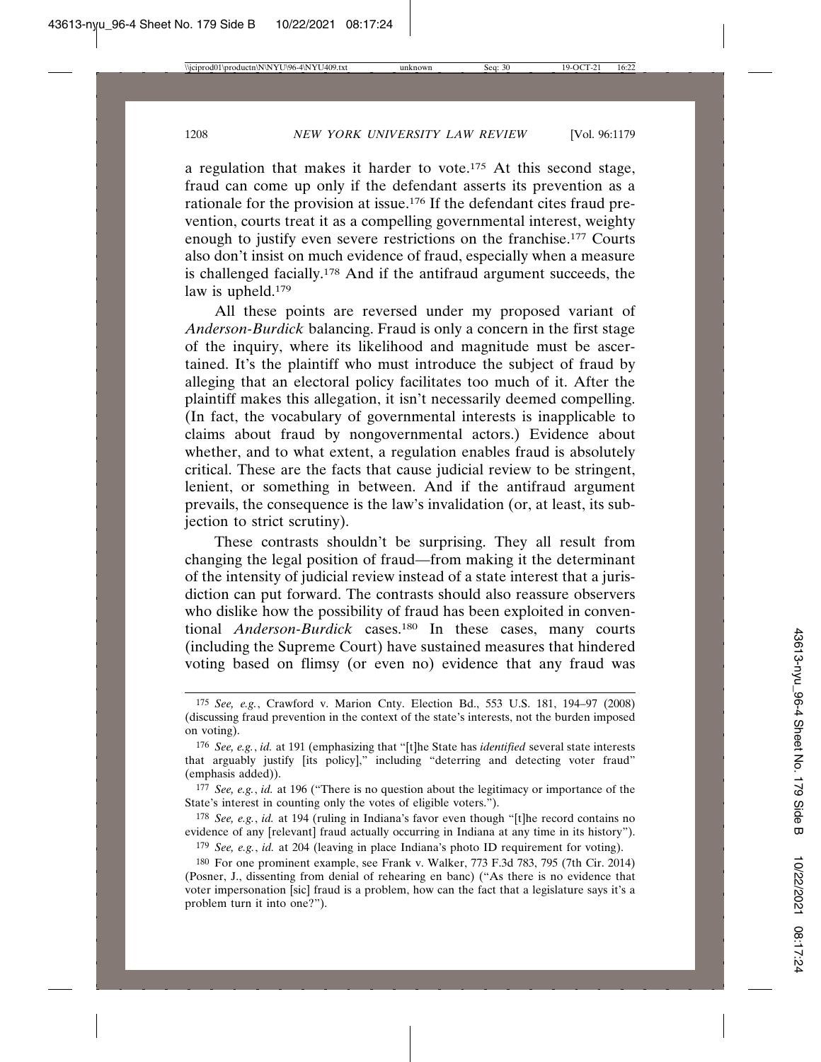a regulation that makes it harder to vote.[175] At this second stage, fraud can come up only if the defendant asserts its prevention as a rationale for the provision at issue.[176] If the defendant cites fraud prevention, courts treat it as a compelling governmental interest, weighty enough to justify even severe restrictions on the franchise.[177] Courts also don't insist on much evidence of fraud, especially when a measure is challenged facially.[178] And if the antifraud argument succeeds, the law is upheld.[179]

All these points are reversed under my proposed variant of *Anderson-Burdick* balancing. Fraud is only a concern in the first stage of the inquiry, where its likelihood and magnitude must be ascertained. It's the plaintiff who must introduce the subject of fraud by alleging that an electoral policy facilitates too much of it. After the plaintiff makes this allegation, it isn't necessarily deemed compelling. (In fact, the vocabulary of governmental interests is inapplicable to claims about fraud by nongovernmental actors.) Evidence about whether, and to what extent, a regulation enables fraud is absolutely critical. These are the facts that cause judicial review to be stringent, lenient, or something in between. And if the antifraud argument prevails, the consequence is the law's invalidation (or, at least, its subjection to strict scrutiny).

These contrasts shouldn't be surprising. They all result from changing the legal position of fraud—from making it the determinant of the intensity of judicial review instead of a state interest that a jurisdiction can put forward. The contrasts should also reassure observers who dislike how the possibility of fraud has been exploited in conventional *Anderson-Burdick* cases.[180] In these cases, many courts (including the Supreme Court) have sustained measures that hindered voting based on flimsy (or even no) evidence that any fraud was

---

[175] *See, e.g.*, Crawford v. Marion Cnty. Election Bd., 553 U.S. 181, 194–97 (2008) (discussing fraud prevention in the context of the state's interests, not the burden imposed on voting).

[176] *See, e.g.*, *id.* at 191 (emphasizing that "[t]he State has *identified* several state interests that arguably justify [its policy]," including "deterring and detecting voter fraud" (emphasis added)).

[177] *See, e.g.*, *id.* at 196 ("There is no question about the legitimacy or importance of the State's interest in counting only the votes of eligible voters.").

[178] *See, e.g.*, *id.* at 194 (ruling in Indiana's favor even though "[t]he record contains no evidence of any [relevant] fraud actually occurring in Indiana at any time in its history").

[179] *See, e.g.*, *id.* at 204 (leaving in place Indiana's photo ID requirement for voting).

[180] For one prominent example, see Frank v. Walker, 773 F.3d 783, 795 (7th Cir. 2014) (Posner, J., dissenting from denial of rehearing en banc) ("As there is no evidence that voter impersonation [sic] fraud is a problem, how can the fact that a legislature says it's a problem turn it into one?").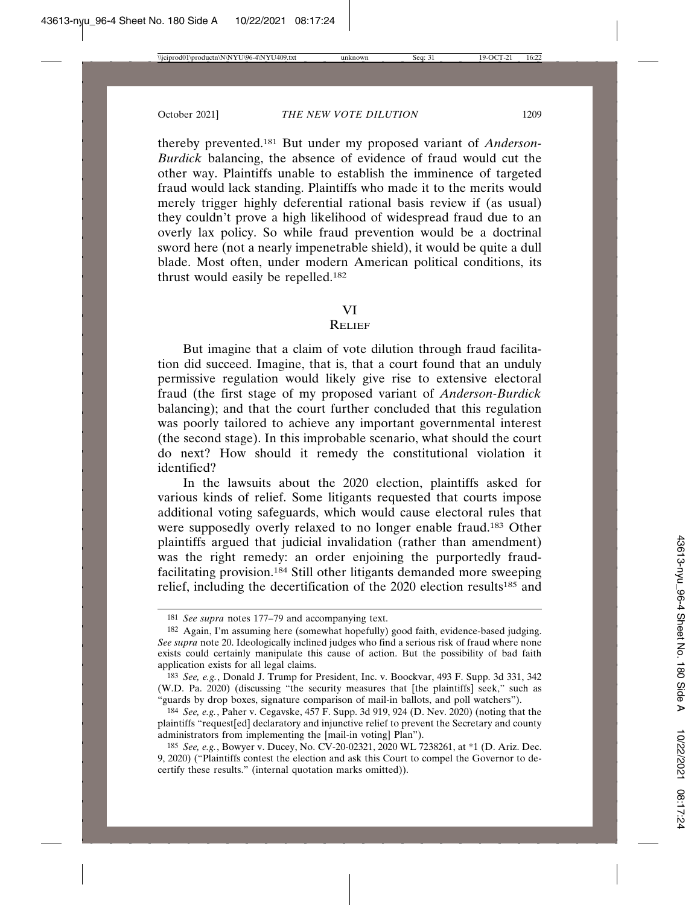thereby prevented.[181] But under my proposed variant of *Anderson-Burdick* balancing, the absence of evidence of fraud would cut the other way. Plaintiffs unable to establish the imminence of targeted fraud would lack standing. Plaintiffs who made it to the merits would merely trigger highly deferential rational basis review if (as usual) they couldn't prove a high likelihood of widespread fraud due to an overly lax policy. So while fraud prevention would be a doctrinal sword here (not a nearly impenetrable shield), it would be quite a dull blade. Most often, under modern American political conditions, its thrust would easily be repelled.[182]

## VI
## Relief

But imagine that a claim of vote dilution through fraud facilitation did succeed. Imagine, that is, that a court found that an unduly permissive regulation would likely give rise to extensive electoral fraud (the first stage of my proposed variant of *Anderson-Burdick* balancing); and that the court further concluded that this regulation was poorly tailored to achieve any important governmental interest (the second stage). In this improbable scenario, what should the court do next? How should it remedy the constitutional violation it identified?

In the lawsuits about the 2020 election, plaintiffs asked for various kinds of relief. Some litigants requested that courts impose additional voting safeguards, which would cause electoral rules that were supposedly overly relaxed to no longer enable fraud.[183] Other plaintiffs argued that judicial invalidation (rather than amendment) was the right remedy: an order enjoining the purportedly fraud-facilitating provision.[184] Still other litigants demanded more sweeping relief, including the decertification of the 2020 election results[185] and

---

[181] *See supra* notes 177–79 and accompanying text.

[182] Again, I'm assuming here (somewhat hopefully) good faith, evidence-based judging. *See supra* note 20. Ideologically inclined judges who find a serious risk of fraud where none exists could certainly manipulate this cause of action. But the possibility of bad faith application exists for all legal claims.

[183] *See, e.g.*, Donald J. Trump for President, Inc. v. Boockvar, 493 F. Supp. 3d 331, 342 (W.D. Pa. 2020) (discussing "the security measures that [the plaintiffs] seek," such as "guards by drop boxes, signature comparison of mail-in ballots, and poll watchers").

[184] *See, e.g.*, Paher v. Cegavske, 457 F. Supp. 3d 919, 924 (D. Nev. 2020) (noting that the plaintiffs "request[ed] declaratory and injunctive relief to prevent the Secretary and county administrators from implementing the [mail-in voting] Plan").

[185] *See, e.g.*, Bowyer v. Ducey, No. CV-20-02321, 2020 WL 7238261, at *1 (D. Ariz. Dec. 9, 2020) ("Plaintiffs contest the election and ask this Court to compel the Governor to de-certify these results." (internal quotation marks omitted)).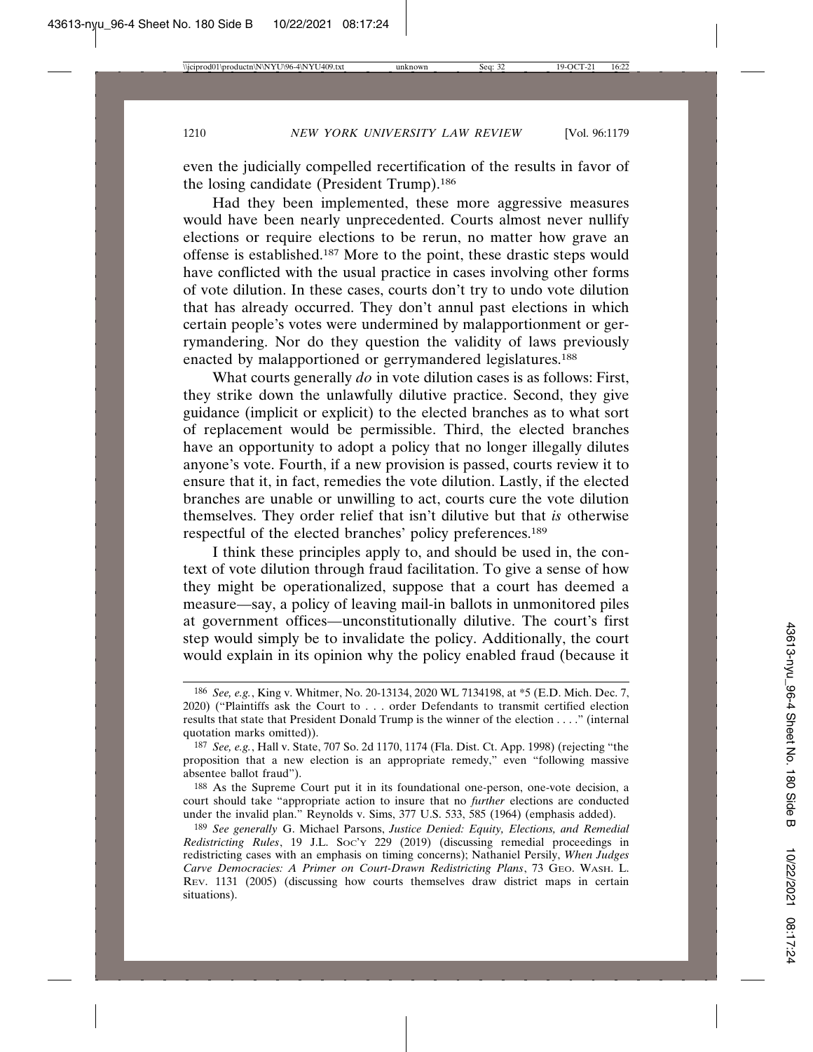even the judicially compelled recertification of the results in favor of the losing candidate (President Trump).[186]

Had they been implemented, these more aggressive measures would have been nearly unprecedented. Courts almost never nullify elections or require elections to be rerun, no matter how grave an offense is established.[187] More to the point, these drastic steps would have conflicted with the usual practice in cases involving other forms of vote dilution. In these cases, courts don't try to undo vote dilution that has already occurred. They don't annul past elections in which certain people's votes were undermined by malapportionment or gerrymandering. Nor do they question the validity of laws previously enacted by malapportioned or gerrymandered legislatures.[188]

What courts generally *do* in vote dilution cases is as follows: First, they strike down the unlawfully dilutive practice. Second, they give guidance (implicit or explicit) to the elected branches as to what sort of replacement would be permissible. Third, the elected branches have an opportunity to adopt a policy that no longer illegally dilutes anyone's vote. Fourth, if a new provision is passed, courts review it to ensure that it, in fact, remedies the vote dilution. Lastly, if the elected branches are unable or unwilling to act, courts cure the vote dilution themselves. They order relief that isn't dilutive but that *is* otherwise respectful of the elected branches' policy preferences.[189]

I think these principles apply to, and should be used in, the context of vote dilution through fraud facilitation. To give a sense of how they might be operationalized, suppose that a court has deemed a measure—say, a policy of leaving mail-in ballots in unmonitored piles at government offices—unconstitutionally dilutive. The court's first step would simply be to invalidate the policy. Additionally, the court would explain in its opinion why the policy enabled fraud (because it

---

[186] *See, e.g.*, King v. Whitmer, No. 20-13134, 2020 WL 7134198, at *5 (E.D. Mich. Dec. 7, 2020) ("Plaintiffs ask the Court to . . . order Defendants to transmit certified election results that state that President Donald Trump is the winner of the election . . . ." (internal quotation marks omitted)).

[187] *See, e.g.*, Hall v. State, 707 So. 2d 1170, 1174 (Fla. Dist. Ct. App. 1998) (rejecting "the proposition that a new election is an appropriate remedy," even "following massive absentee ballot fraud").

[188] As the Supreme Court put it in its foundational one-person, one-vote decision, a court should take "appropriate action to insure that no *further* elections are conducted under the invalid plan." Reynolds v. Sims, 377 U.S. 533, 585 (1964) (emphasis added).

[189] *See generally* G. Michael Parsons, *Justice Denied: Equity, Elections, and Remedial Redistricting Rules*, 19 J.L. SOC'Y 229 (2019) (discussing remedial proceedings in redistricting cases with an emphasis on timing concerns); Nathaniel Persily, *When Judges Carve Democracies: A Primer on Court-Drawn Redistricting Plans*, 73 GEO. WASH. L. REV. 1131 (2005) (discussing how courts themselves draw district maps in certain situations).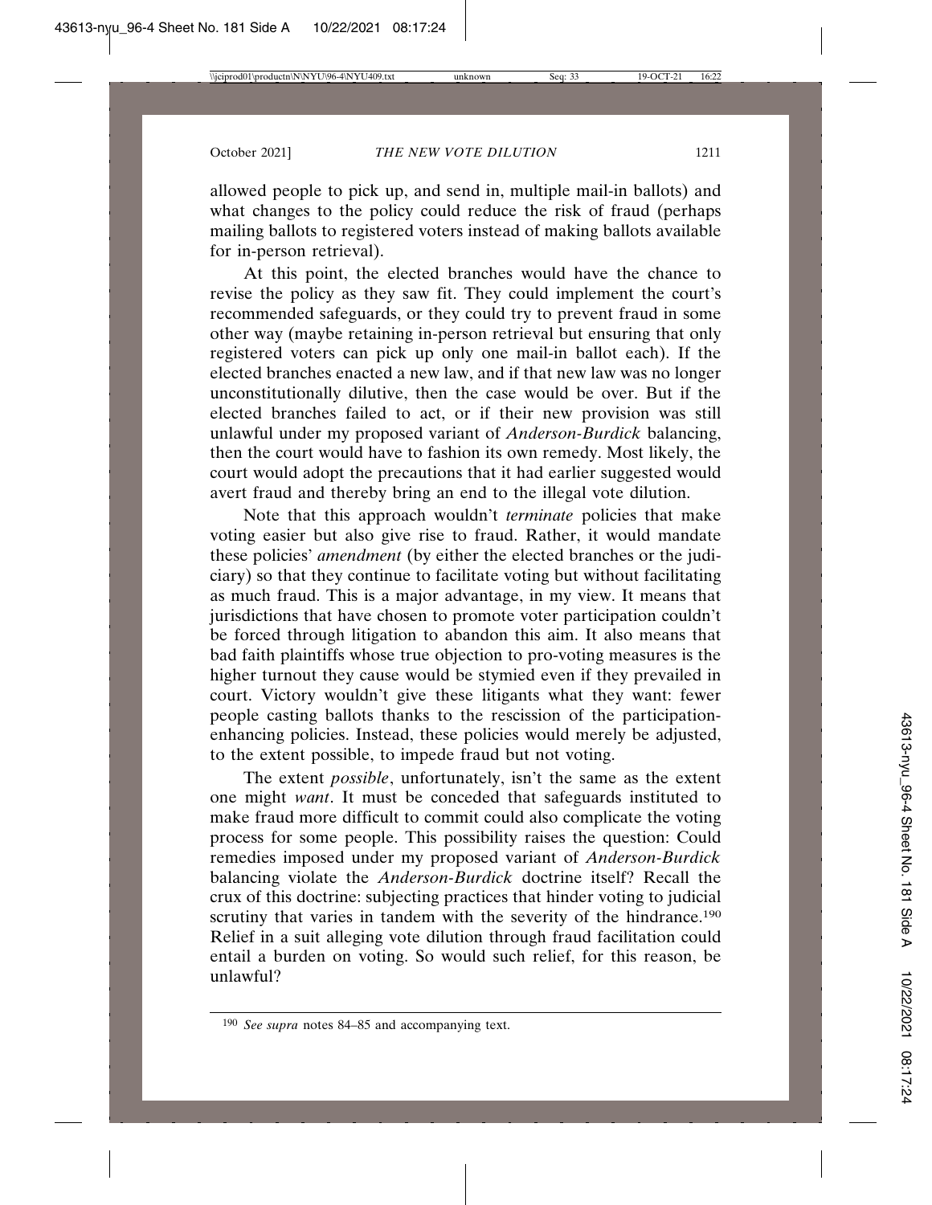allowed people to pick up, and send in, multiple mail-in ballots) and what changes to the policy could reduce the risk of fraud (perhaps mailing ballots to registered voters instead of making ballots available for in-person retrieval).

At this point, the elected branches would have the chance to revise the policy as they saw fit. They could implement the court's recommended safeguards, or they could try to prevent fraud in some other way (maybe retaining in-person retrieval but ensuring that only registered voters can pick up only one mail-in ballot each). If the elected branches enacted a new law, and if that new law was no longer unconstitutionally dilutive, then the case would be over. But if the elected branches failed to act, or if their new provision was still unlawful under my proposed variant of *Anderson-Burdick* balancing, then the court would have to fashion its own remedy. Most likely, the court would adopt the precautions that it had earlier suggested would avert fraud and thereby bring an end to the illegal vote dilution.

Note that this approach wouldn't *terminate* policies that make voting easier but also give rise to fraud. Rather, it would mandate these policies' *amendment* (by either the elected branches or the judiciary) so that they continue to facilitate voting but without facilitating as much fraud. This is a major advantage, in my view. It means that jurisdictions that have chosen to promote voter participation couldn't be forced through litigation to abandon this aim. It also means that bad faith plaintiffs whose true objection to pro-voting measures is the higher turnout they cause would be stymied even if they prevailed in court. Victory wouldn't give these litigants what they want: fewer people casting ballots thanks to the rescission of the participation-enhancing policies. Instead, these policies would merely be adjusted, to the extent possible, to impede fraud but not voting.

The extent *possible*, unfortunately, isn't the same as the extent one might *want*. It must be conceded that safeguards instituted to make fraud more difficult to commit could also complicate the voting process for some people. This possibility raises the question: Could remedies imposed under my proposed variant of *Anderson-Burdick* balancing violate the *Anderson-Burdick* doctrine itself? Recall the crux of this doctrine: subjecting practices that hinder voting to judicial scrutiny that varies in tandem with the severity of the hindrance.[190] Relief in a suit alleging vote dilution through fraud facilitation could entail a burden on voting. So would such relief, for this reason, be unlawful?

---

[190] *See supra* notes 84–85 and accompanying text.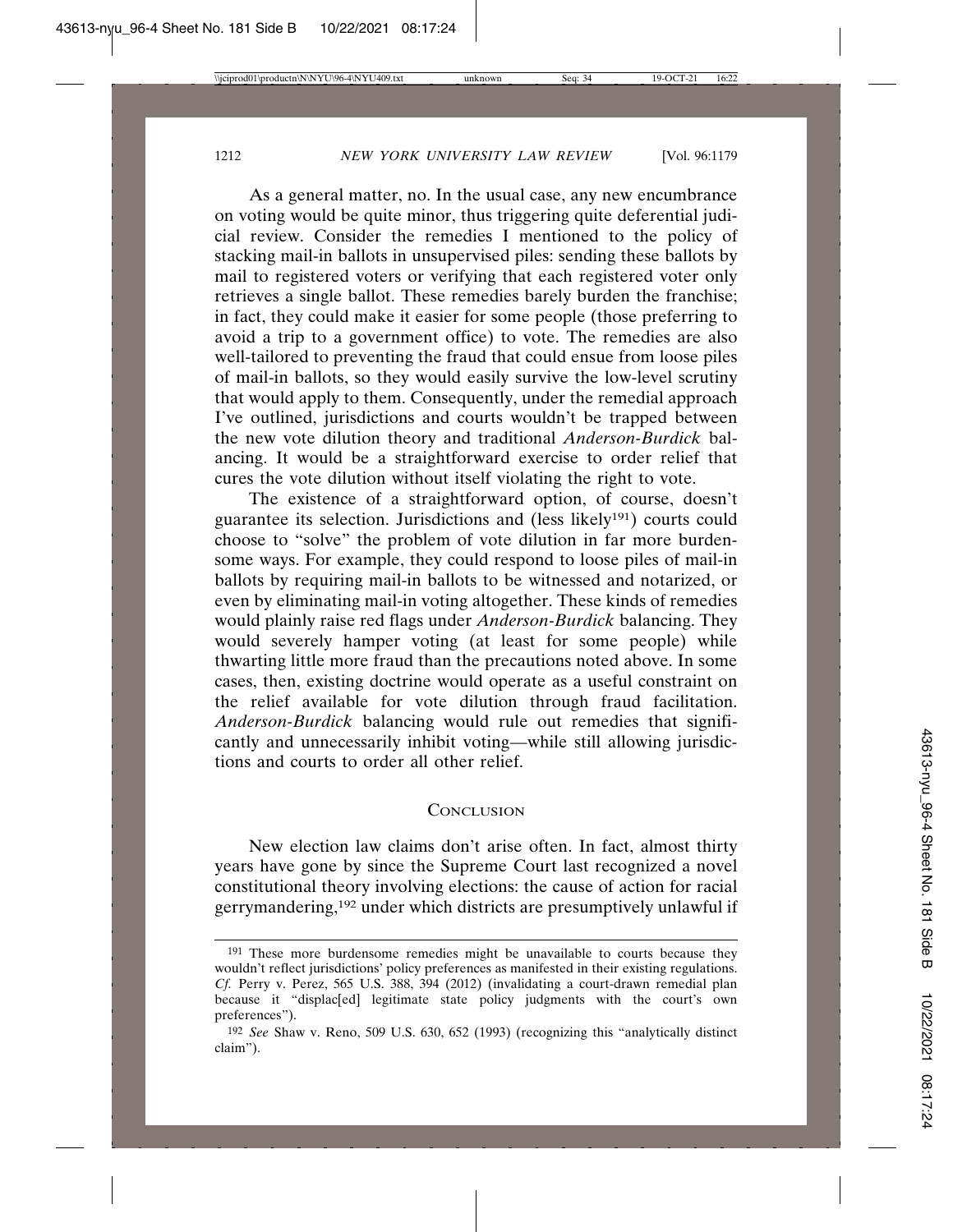As a general matter, no. In the usual case, any new encumbrance on voting would be quite minor, thus triggering quite deferential judicial review. Consider the remedies I mentioned to the policy of stacking mail-in ballots in unsupervised piles: sending these ballots by mail to registered voters or verifying that each registered voter only retrieves a single ballot. These remedies barely burden the franchise; in fact, they could make it easier for some people (those preferring to avoid a trip to a government office) to vote. The remedies are also well-tailored to preventing the fraud that could ensue from loose piles of mail-in ballots, so they would easily survive the low-level scrutiny that would apply to them. Consequently, under the remedial approach I've outlined, jurisdictions and courts wouldn't be trapped between the new vote dilution theory and traditional *Anderson-Burdick* balancing. It would be a straightforward exercise to order relief that cures the vote dilution without itself violating the right to vote.

The existence of a straightforward option, of course, doesn't guarantee its selection. Jurisdictions and (less likely[191]) courts could choose to "solve" the problem of vote dilution in far more burdensome ways. For example, they could respond to loose piles of mail-in ballots by requiring mail-in ballots to be witnessed and notarized, or even by eliminating mail-in voting altogether. These kinds of remedies would plainly raise red flags under *Anderson-Burdick* balancing. They would severely hamper voting (at least for some people) while thwarting little more fraud than the precautions noted above. In some cases, then, existing doctrine would operate as a useful constraint on the relief available for vote dilution through fraud facilitation. *Anderson-Burdick* balancing would rule out remedies that significantly and unnecessarily inhibit voting—while still allowing jurisdictions and courts to order all other relief.

## Conclusion

New election law claims don't arise often. In fact, almost thirty years have gone by since the Supreme Court last recognized a novel constitutional theory involving elections: the cause of action for racial gerrymandering,[192] under which districts are presumptively unlawful if

---

[191] These more burdensome remedies might be unavailable to courts because they wouldn't reflect jurisdictions' policy preferences as manifested in their existing regulations. *Cf.* Perry v. Perez, 565 U.S. 388, 394 (2012) (invalidating a court-drawn remedial plan because it "displac[ed] legitimate state policy judgments with the court's own preferences").

[192] *See* Shaw v. Reno, 509 U.S. 630, 652 (1993) (recognizing this "analytically distinct claim").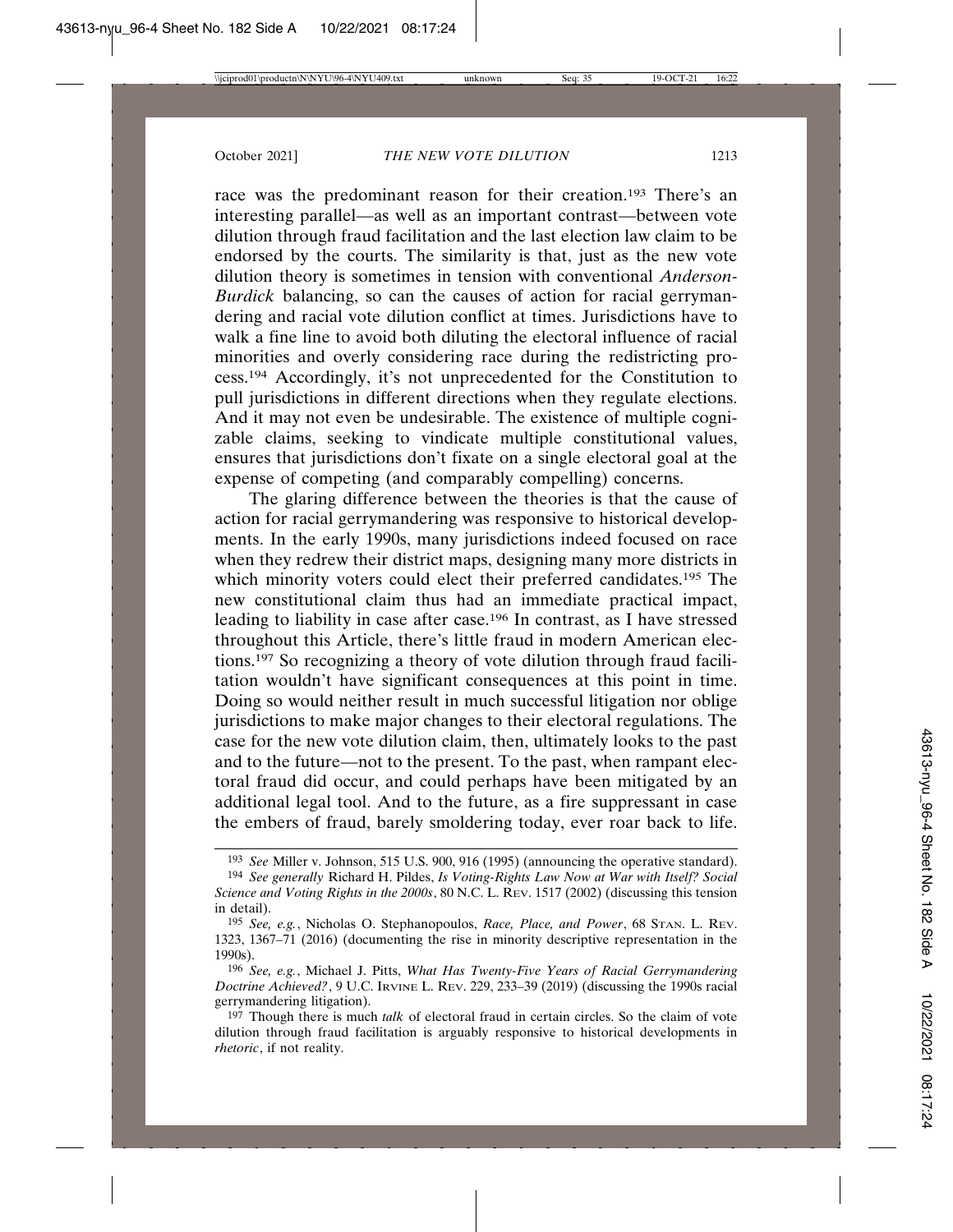race was the predominant reason for their creation.[193] There's an interesting parallel—as well as an important contrast—between vote dilution through fraud facilitation and the last election law claim to be endorsed by the courts. The similarity is that, just as the new vote dilution theory is sometimes in tension with conventional *Anderson-Burdick* balancing, so can the causes of action for racial gerrymandering and racial vote dilution conflict at times. Jurisdictions have to walk a fine line to avoid both diluting the electoral influence of racial minorities and overly considering race during the redistricting process.[194] Accordingly, it's not unprecedented for the Constitution to pull jurisdictions in different directions when they regulate elections. And it may not even be undesirable. The existence of multiple cognizable claims, seeking to vindicate multiple constitutional values, ensures that jurisdictions don't fixate on a single electoral goal at the expense of competing (and comparably compelling) concerns.

The glaring difference between the theories is that the cause of action for racial gerrymandering was responsive to historical developments. In the early 1990s, many jurisdictions indeed focused on race when they redrew their district maps, designing many more districts in which minority voters could elect their preferred candidates.[195] The new constitutional claim thus had an immediate practical impact, leading to liability in case after case.[196] In contrast, as I have stressed throughout this Article, there's little fraud in modern American elections.[197] So recognizing a theory of vote dilution through fraud facilitation wouldn't have significant consequences at this point in time. Doing so would neither result in much successful litigation nor oblige jurisdictions to make major changes to their electoral regulations. The case for the new vote dilution claim, then, ultimately looks to the past and to the future—not to the present. To the past, when rampant electoral fraud did occur, and could perhaps have been mitigated by an additional legal tool. And to the future, as a fire suppressant in case the embers of fraud, barely smoldering today, ever roar back to life.

---

193 *See* Miller v. Johnson, 515 U.S. 900, 916 (1995) (announcing the operative standard).

194 *See generally* Richard H. Pildes, *Is Voting-Rights Law Now at War with Itself? Social Science and Voting Rights in the 2000s*, 80 N.C. L. REV. 1517 (2002) (discussing this tension in detail).

195 *See, e.g.*, Nicholas O. Stephanopoulos, *Race, Place, and Power*, 68 STAN. L. REV. 1323, 1367–71 (2016) (documenting the rise in minority descriptive representation in the 1990s).

196 *See, e.g.*, Michael J. Pitts, *What Has Twenty-Five Years of Racial Gerrymandering Doctrine Achieved?*, 9 U.C. IRVINE L. REV. 229, 233–39 (2019) (discussing the 1990s racial gerrymandering litigation).

197 Though there is much *talk* of electoral fraud in certain circles. So the claim of vote dilution through fraud facilitation is arguably responsive to historical developments in *rhetoric*, if not reality.